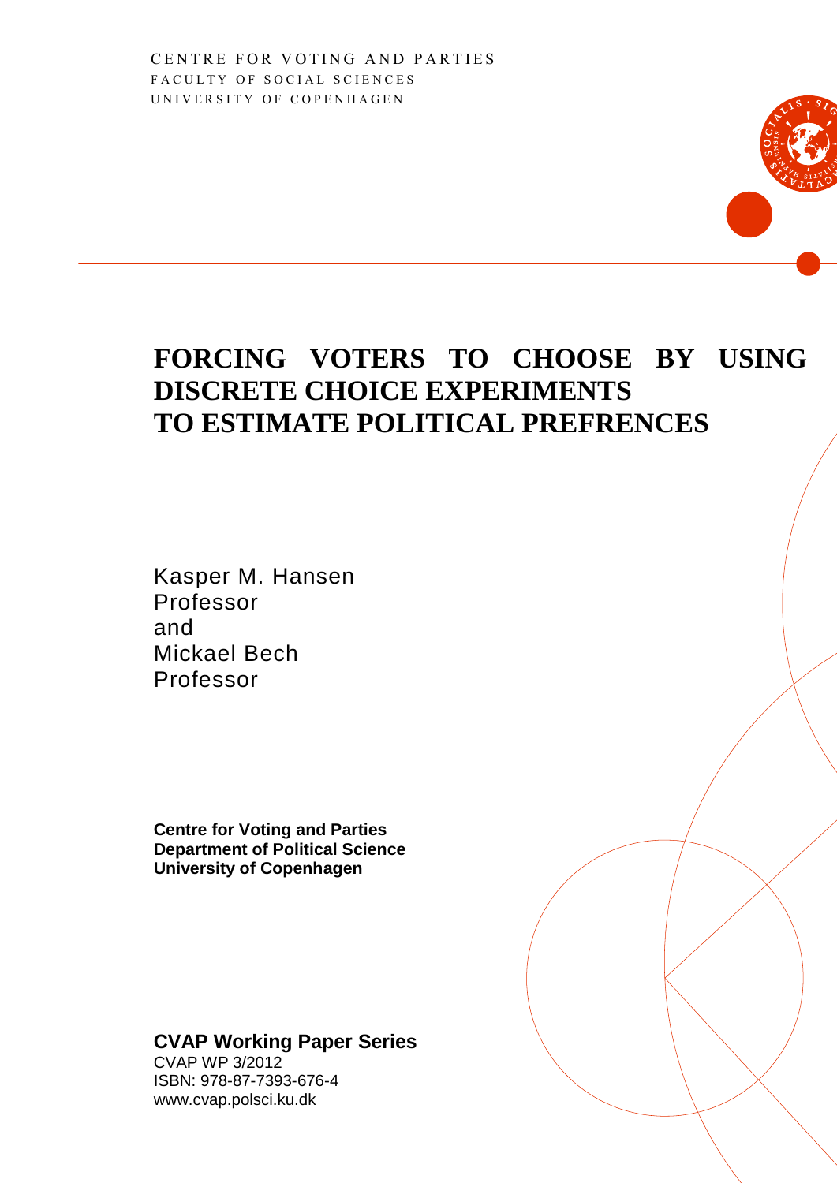CENTRE FOR VOTING AND PARTIES
FACULTY OF SOCIAL SCIENCES
UNIVERSITY OF COPENHAGEN

# FORCING VOTERS TO CHOOSE BY USING DISCRETE CHOICE EXPERIMENTS TO ESTIMATE POLITICAL PREFRENCES

Kasper M. Hansen
Professor
and
Mickael Bech
Professor

**Centre for Voting and Parties**
**Department of Political Science**
**University of Copenhagen**

**CVAP Working Paper Series**
CVAP WP 3/2012
ISBN: 978-87-7393-676-4
www.cvap.polsci.ku.dk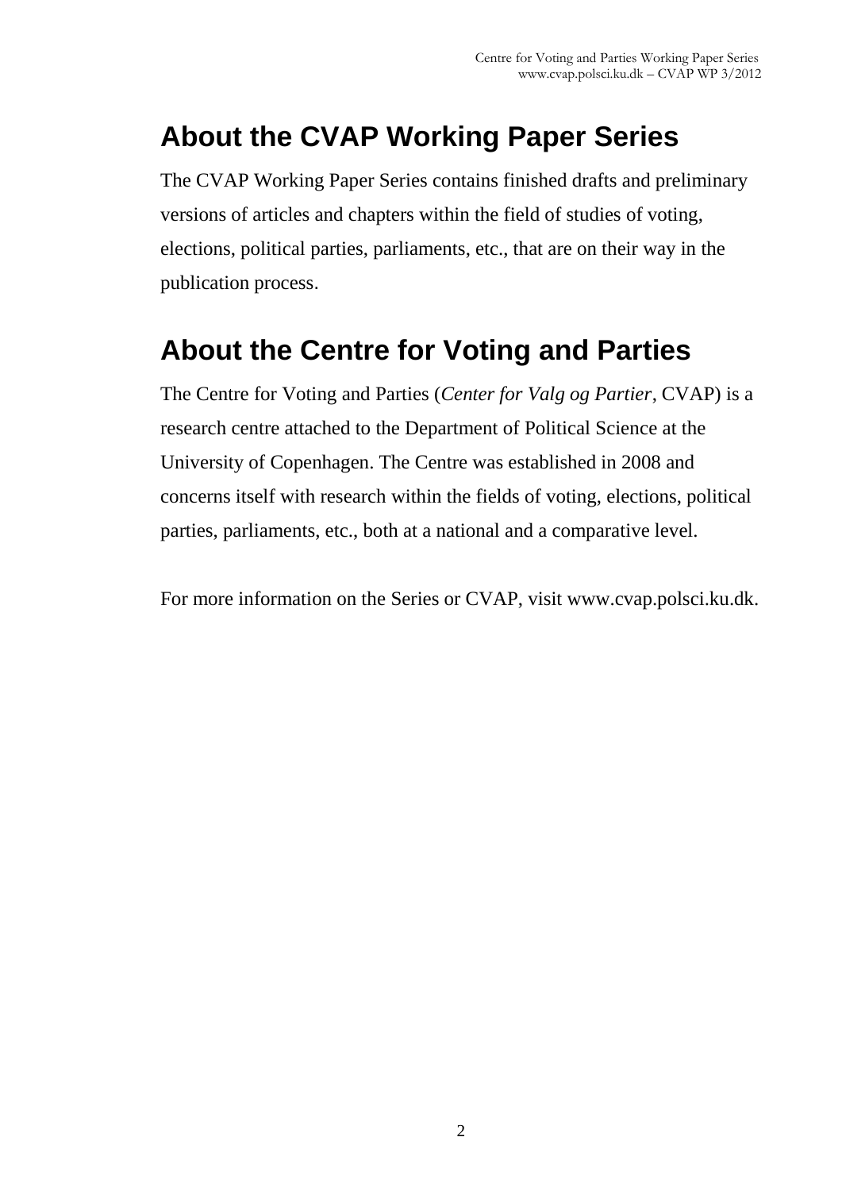## About the CVAP Working Paper Series

The CVAP Working Paper Series contains finished drafts and preliminary versions of articles and chapters within the field of studies of voting, elections, political parties, parliaments, etc., that are on their way in the publication process.

## About the Centre for Voting and Parties

The Centre for Voting and Parties (*Center for Valg og Partier*, CVAP) is a research centre attached to the Department of Political Science at the University of Copenhagen. The Centre was established in 2008 and concerns itself with research within the fields of voting, elections, political parties, parliaments, etc., both at a national and a comparative level.

For more information on the Series or CVAP, visit www.cvap.polsci.ku.dk.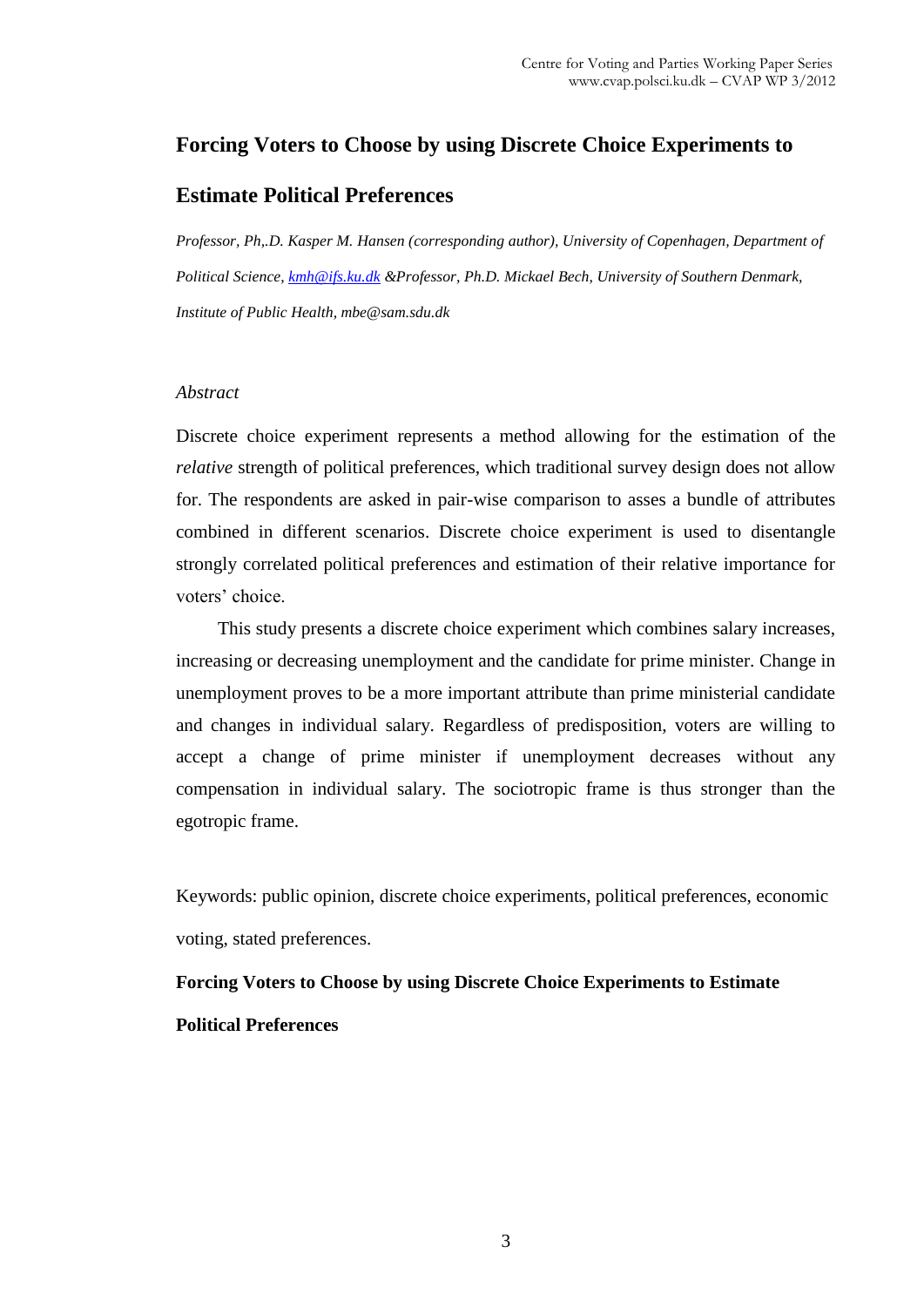# Forcing Voters to Choose by using Discrete Choice Experiments to Estimate Political Preferences

*Professor, Ph,.D. Kasper M. Hansen (corresponding author), University of Copenhagen, Department of Political Science, kmh@ifs.ku.dk &Professor, Ph.D. Mickael Bech, University of Southern Denmark, Institute of Public Health, mbe@sam.sdu.dk*

*Abstract*

Discrete choice experiment represents a method allowing for the estimation of the *relative* strength of political preferences, which traditional survey design does not allow for. The respondents are asked in pair-wise comparison to asses a bundle of attributes combined in different scenarios. Discrete choice experiment is used to disentangle strongly correlated political preferences and estimation of their relative importance for voters' choice.

This study presents a discrete choice experiment which combines salary increases, increasing or decreasing unemployment and the candidate for prime minister. Change in unemployment proves to be a more important attribute than prime ministerial candidate and changes in individual salary. Regardless of predisposition, voters are willing to accept a change of prime minister if unemployment decreases without any compensation in individual salary. The sociotropic frame is thus stronger than the egotropic frame.

Keywords: public opinion, discrete choice experiments, political preferences, economic voting, stated preferences.

**Forcing Voters to Choose by using Discrete Choice Experiments to Estimate Political Preferences**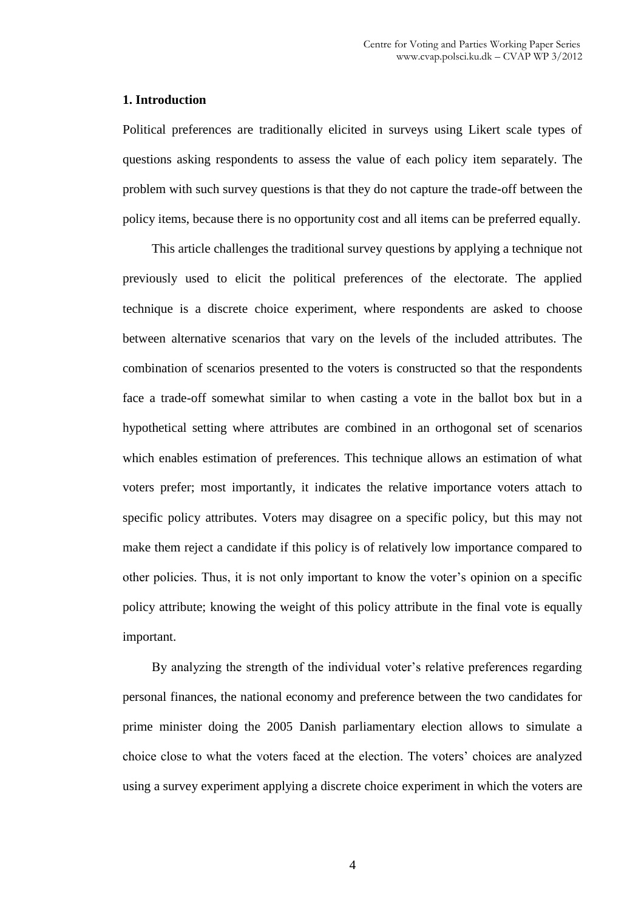## 1. Introduction

Political preferences are traditionally elicited in surveys using Likert scale types of questions asking respondents to assess the value of each policy item separately. The problem with such survey questions is that they do not capture the trade-off between the policy items, because there is no opportunity cost and all items can be preferred equally.

This article challenges the traditional survey questions by applying a technique not previously used to elicit the political preferences of the electorate. The applied technique is a discrete choice experiment, where respondents are asked to choose between alternative scenarios that vary on the levels of the included attributes. The combination of scenarios presented to the voters is constructed so that the respondents face a trade-off somewhat similar to when casting a vote in the ballot box but in a hypothetical setting where attributes are combined in an orthogonal set of scenarios which enables estimation of preferences. This technique allows an estimation of what voters prefer; most importantly, it indicates the relative importance voters attach to specific policy attributes. Voters may disagree on a specific policy, but this may not make them reject a candidate if this policy is of relatively low importance compared to other policies. Thus, it is not only important to know the voter's opinion on a specific policy attribute; knowing the weight of this policy attribute in the final vote is equally important.

By analyzing the strength of the individual voter's relative preferences regarding personal finances, the national economy and preference between the two candidates for prime minister doing the 2005 Danish parliamentary election allows to simulate a choice close to what the voters faced at the election. The voters' choices are analyzed using a survey experiment applying a discrete choice experiment in which the voters are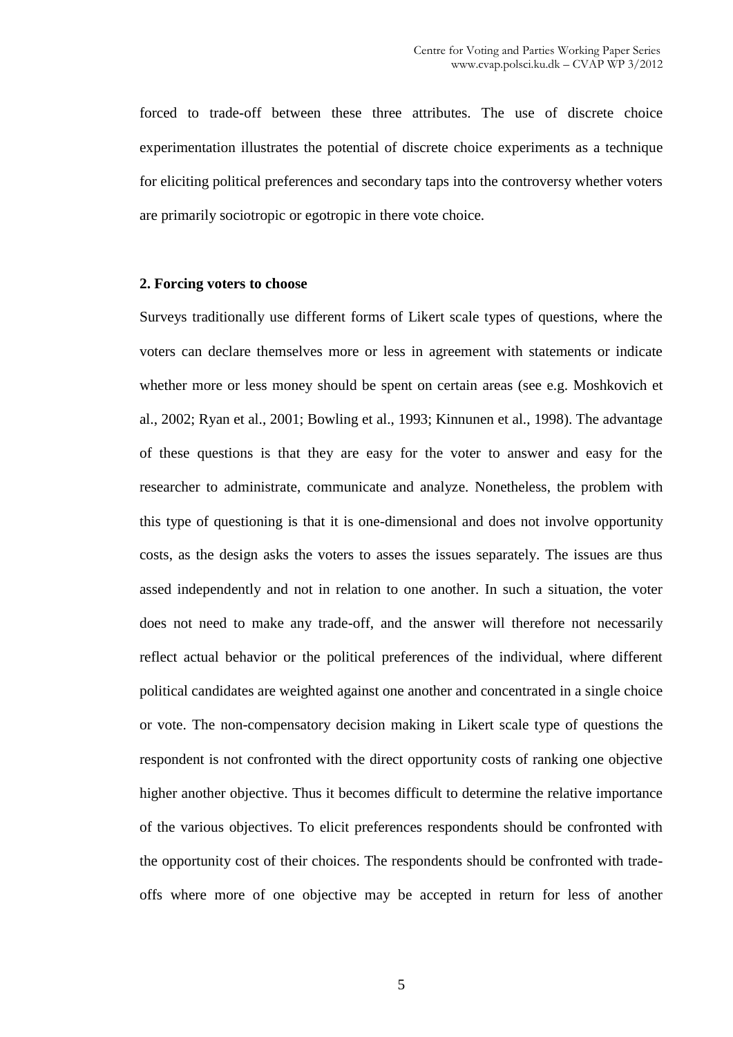forced to trade-off between these three attributes. The use of discrete choice experimentation illustrates the potential of discrete choice experiments as a technique for eliciting political preferences and secondary taps into the controversy whether voters are primarily sociotropic or egotropic in there vote choice.

## 2. Forcing voters to choose

Surveys traditionally use different forms of Likert scale types of questions, where the voters can declare themselves more or less in agreement with statements or indicate whether more or less money should be spent on certain areas (see e.g. Moshkovich et al., 2002; Ryan et al., 2001; Bowling et al., 1993; Kinnunen et al., 1998). The advantage of these questions is that they are easy for the voter to answer and easy for the researcher to administrate, communicate and analyze. Nonetheless, the problem with this type of questioning is that it is one-dimensional and does not involve opportunity costs, as the design asks the voters to asses the issues separately. The issues are thus assed independently and not in relation to one another. In such a situation, the voter does not need to make any trade-off, and the answer will therefore not necessarily reflect actual behavior or the political preferences of the individual, where different political candidates are weighted against one another and concentrated in a single choice or vote. The non-compensatory decision making in Likert scale type of questions the respondent is not confronted with the direct opportunity costs of ranking one objective higher another objective. Thus it becomes difficult to determine the relative importance of the various objectives. To elicit preferences respondents should be confronted with the opportunity cost of their choices. The respondents should be confronted with trade-offs where more of one objective may be accepted in return for less of another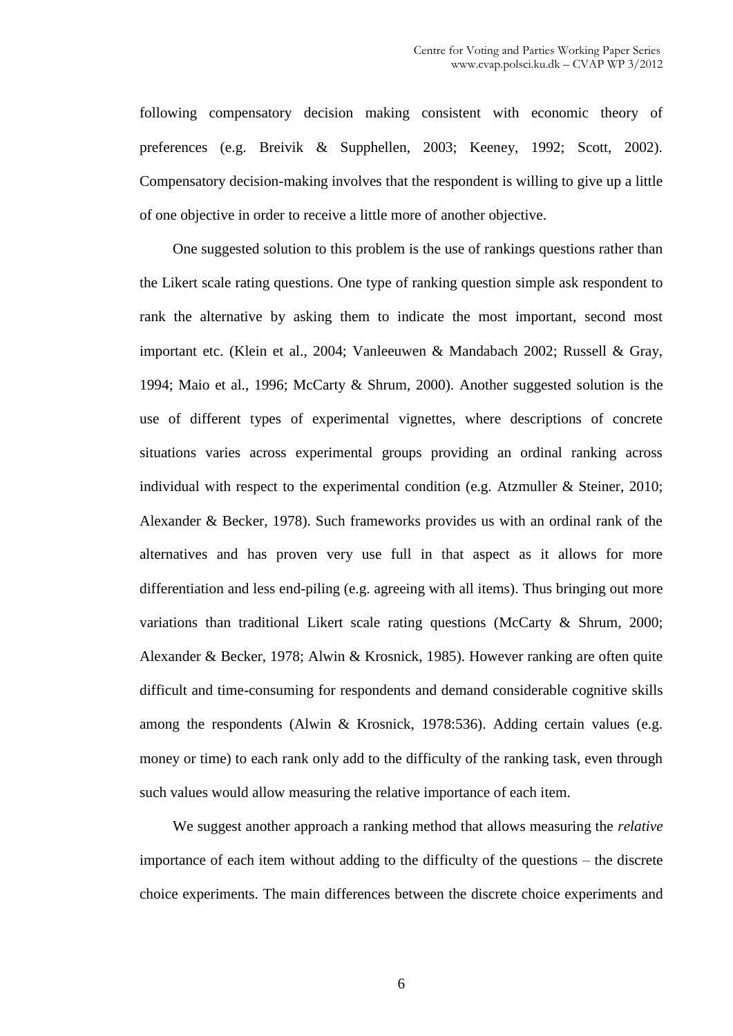following compensatory decision making consistent with economic theory of preferences (e.g. Breivik & Supphellen, 2003; Keeney, 1992; Scott, 2002). Compensatory decision-making involves that the respondent is willing to give up a little of one objective in order to receive a little more of another objective.

One suggested solution to this problem is the use of rankings questions rather than the Likert scale rating questions. One type of ranking question simple ask respondent to rank the alternative by asking them to indicate the most important, second most important etc. (Klein et al., 2004; Vanleeuwen & Mandabach 2002; Russell & Gray, 1994; Maio et al., 1996; McCarty & Shrum, 2000). Another suggested solution is the use of different types of experimental vignettes, where descriptions of concrete situations varies across experimental groups providing an ordinal ranking across individual with respect to the experimental condition (e.g. Atzmuller & Steiner, 2010; Alexander & Becker, 1978). Such frameworks provides us with an ordinal rank of the alternatives and has proven very use full in that aspect as it allows for more differentiation and less end-piling (e.g. agreeing with all items). Thus bringing out more variations than traditional Likert scale rating questions (McCarty & Shrum, 2000; Alexander & Becker, 1978; Alwin & Krosnick, 1985). However ranking are often quite difficult and time-consuming for respondents and demand considerable cognitive skills among the respondents (Alwin & Krosnick, 1978:536). Adding certain values (e.g. money or time) to each rank only add to the difficulty of the ranking task, even through such values would allow measuring the relative importance of each item.

We suggest another approach a ranking method that allows measuring the *relative* importance of each item without adding to the difficulty of the questions – the discrete choice experiments. The main differences between the discrete choice experiments and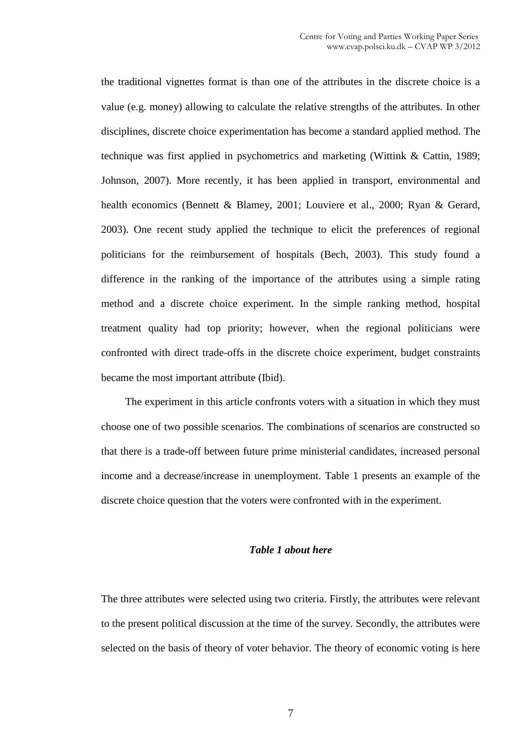the traditional vignettes format is than one of the attributes in the discrete choice is a value (e.g. money) allowing to calculate the relative strengths of the attributes. In other disciplines, discrete choice experimentation has become a standard applied method. The technique was first applied in psychometrics and marketing (Wittink & Cattin, 1989; Johnson, 2007). More recently, it has been applied in transport, environmental and health economics (Bennett & Blamey, 2001; Louviere et al., 2000; Ryan & Gerard, 2003). One recent study applied the technique to elicit the preferences of regional politicians for the reimbursement of hospitals (Bech, 2003). This study found a difference in the ranking of the importance of the attributes using a simple rating method and a discrete choice experiment. In the simple ranking method, hospital treatment quality had top priority; however, when the regional politicians were confronted with direct trade-offs in the discrete choice experiment, budget constraints became the most important attribute (Ibid).

The experiment in this article confronts voters with a situation in which they must choose one of two possible scenarios. The combinations of scenarios are constructed so that there is a trade-off between future prime ministerial candidates, increased personal income and a decrease/increase in unemployment. Table 1 presents an example of the discrete choice question that the voters were confronted with in the experiment.

***Table 1 about here***

The three attributes were selected using two criteria. Firstly, the attributes were relevant to the present political discussion at the time of the survey. Secondly, the attributes were selected on the basis of theory of voter behavior. The theory of economic voting is here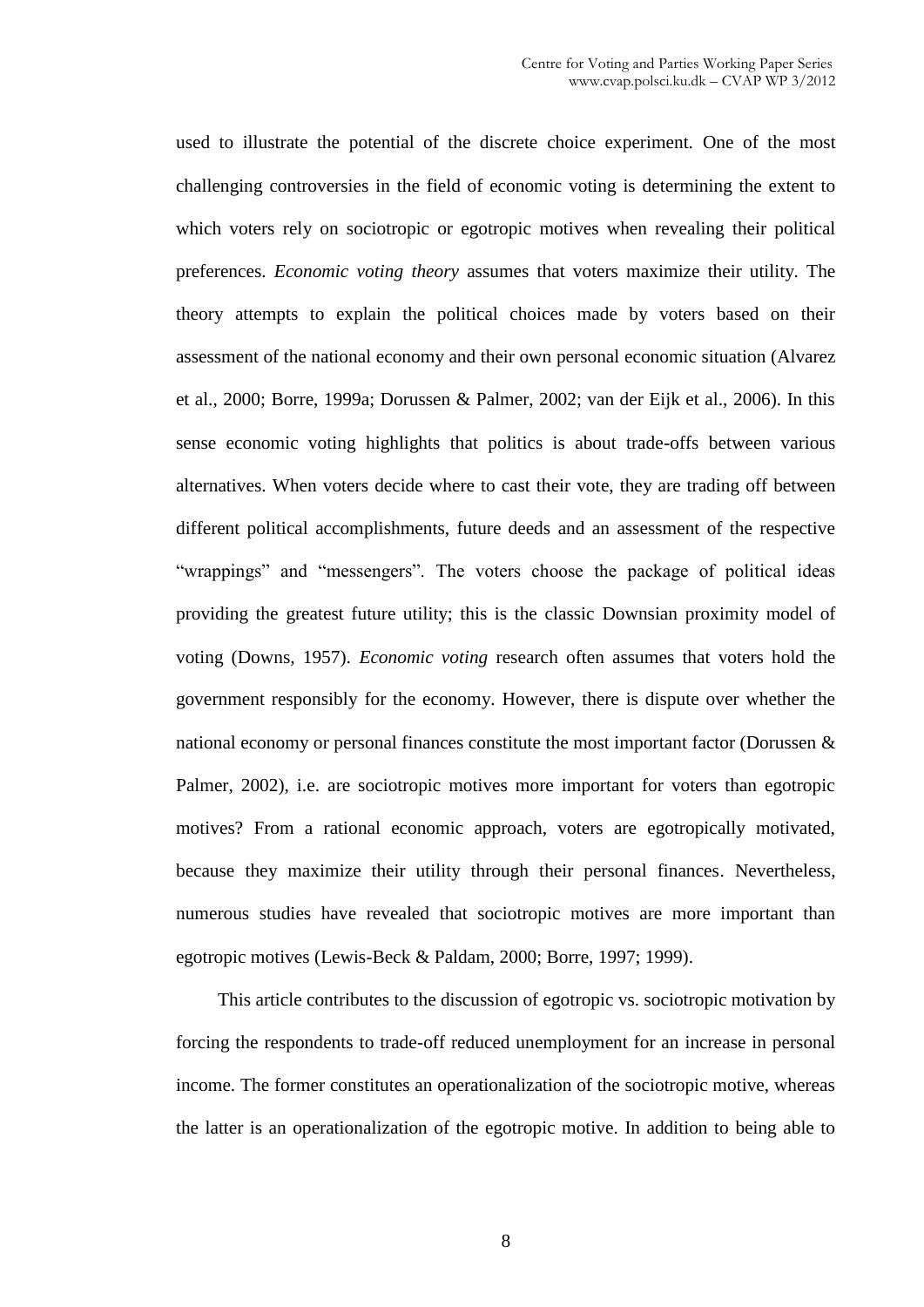used to illustrate the potential of the discrete choice experiment. One of the most challenging controversies in the field of economic voting is determining the extent to which voters rely on sociotropic or egotropic motives when revealing their political preferences. *Economic voting theory* assumes that voters maximize their utility. The theory attempts to explain the political choices made by voters based on their assessment of the national economy and their own personal economic situation (Alvarez et al., 2000; Borre, 1999a; Dorussen & Palmer, 2002; van der Eijk et al., 2006). In this sense economic voting highlights that politics is about trade-offs between various alternatives. When voters decide where to cast their vote, they are trading off between different political accomplishments, future deeds and an assessment of the respective "wrappings" and "messengers". The voters choose the package of political ideas providing the greatest future utility; this is the classic Downsian proximity model of voting (Downs, 1957). *Economic voting* research often assumes that voters hold the government responsibly for the economy. However, there is dispute over whether the national economy or personal finances constitute the most important factor (Dorussen & Palmer, 2002), i.e. are sociotropic motives more important for voters than egotropic motives? From a rational economic approach, voters are egotropically motivated, because they maximize their utility through their personal finances. Nevertheless, numerous studies have revealed that sociotropic motives are more important than egotropic motives (Lewis-Beck & Paldam, 2000; Borre, 1997; 1999).

This article contributes to the discussion of egotropic vs. sociotropic motivation by forcing the respondents to trade-off reduced unemployment for an increase in personal income. The former constitutes an operationalization of the sociotropic motive, whereas the latter is an operationalization of the egotropic motive. In addition to being able to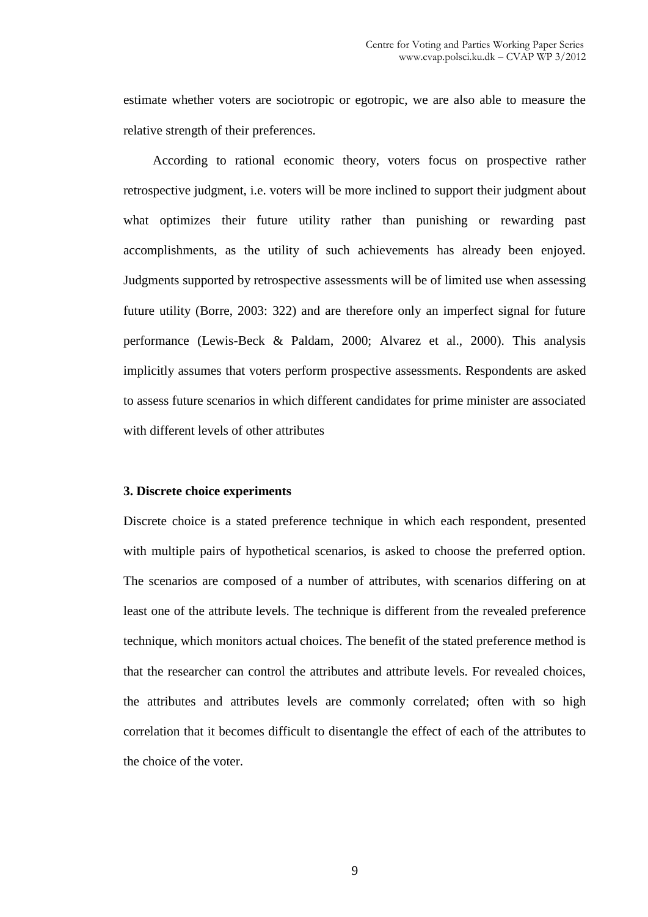estimate whether voters are sociotropic or egotropic, we are also able to measure the relative strength of their preferences.

According to rational economic theory, voters focus on prospective rather retrospective judgment, i.e. voters will be more inclined to support their judgment about what optimizes their future utility rather than punishing or rewarding past accomplishments, as the utility of such achievements has already been enjoyed. Judgments supported by retrospective assessments will be of limited use when assessing future utility (Borre, 2003: 322) and are therefore only an imperfect signal for future performance (Lewis-Beck & Paldam, 2000; Alvarez et al., 2000). This analysis implicitly assumes that voters perform prospective assessments. Respondents are asked to assess future scenarios in which different candidates for prime minister are associated with different levels of other attributes

### 3. Discrete choice experiments

Discrete choice is a stated preference technique in which each respondent, presented with multiple pairs of hypothetical scenarios, is asked to choose the preferred option. The scenarios are composed of a number of attributes, with scenarios differing on at least one of the attribute levels. The technique is different from the revealed preference technique, which monitors actual choices. The benefit of the stated preference method is that the researcher can control the attributes and attribute levels. For revealed choices, the attributes and attributes levels are commonly correlated; often with so high correlation that it becomes difficult to disentangle the effect of each of the attributes to the choice of the voter.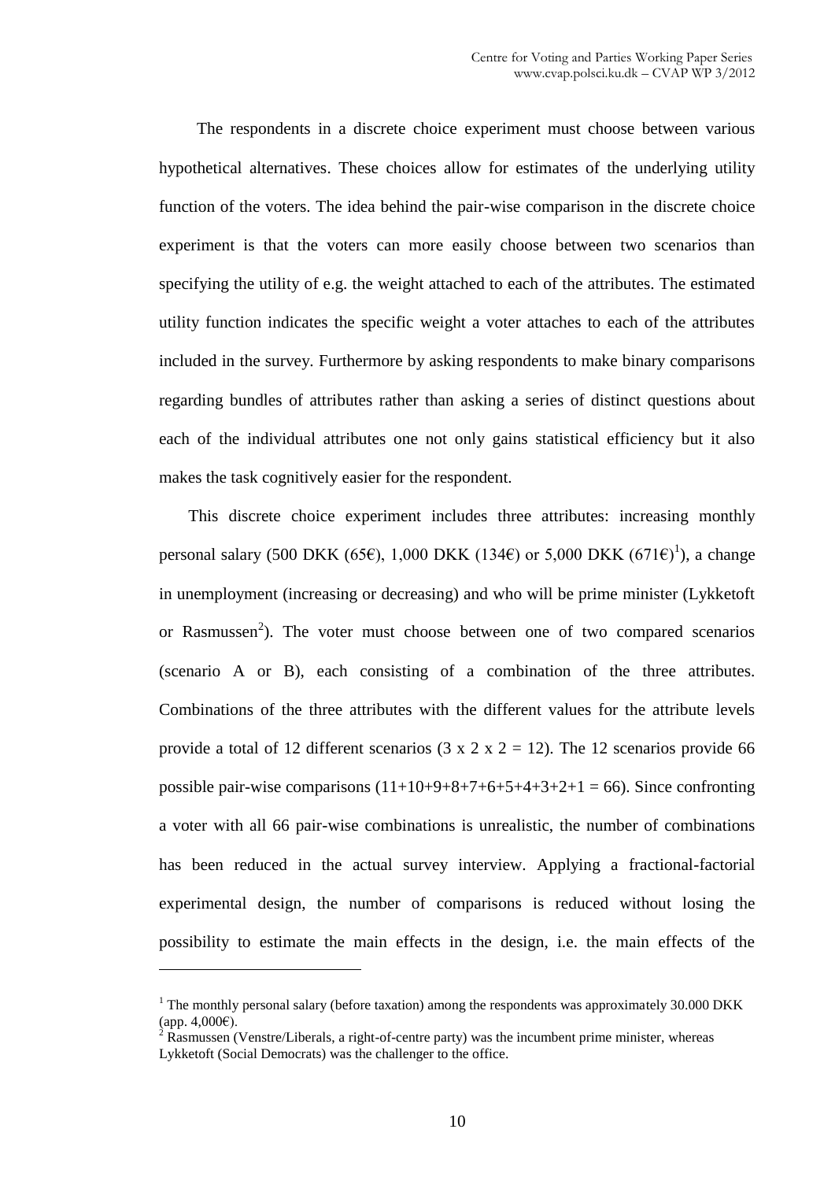The respondents in a discrete choice experiment must choose between various hypothetical alternatives. These choices allow for estimates of the underlying utility function of the voters. The idea behind the pair-wise comparison in the discrete choice experiment is that the voters can more easily choose between two scenarios than specifying the utility of e.g. the weight attached to each of the attributes. The estimated utility function indicates the specific weight a voter attaches to each of the attributes included in the survey. Furthermore by asking respondents to make binary comparisons regarding bundles of attributes rather than asking a series of distinct questions about each of the individual attributes one not only gains statistical efficiency but it also makes the task cognitively easier for the respondent.

This discrete choice experiment includes three attributes: increasing monthly personal salary (500 DKK (65€), 1,000 DKK (134€) or 5,000 DKK (671€)[1]), a change in unemployment (increasing or decreasing) and who will be prime minister (Lykketoft or Rasmussen[2]). The voter must choose between one of two compared scenarios (scenario A or B), each consisting of a combination of the three attributes. Combinations of the three attributes with the different values for the attribute levels provide a total of 12 different scenarios (3 x 2 x 2 = 12). The 12 scenarios provide 66 possible pair-wise comparisons (11+10+9+8+7+6+5+4+3+2+1 = 66). Since confronting a voter with all 66 pair-wise combinations is unrealistic, the number of combinations has been reduced in the actual survey interview. Applying a fractional-factorial experimental design, the number of comparisons is reduced without losing the possibility to estimate the main effects in the design, i.e. the main effects of the

---

[1] The monthly personal salary (before taxation) among the respondents was approximately 30.000 DKK (app. 4,000€).

[2] Rasmussen (Venstre/Liberals, a right-of-centre party) was the incumbent prime minister, whereas Lykketoft (Social Democrats) was the challenger to the office.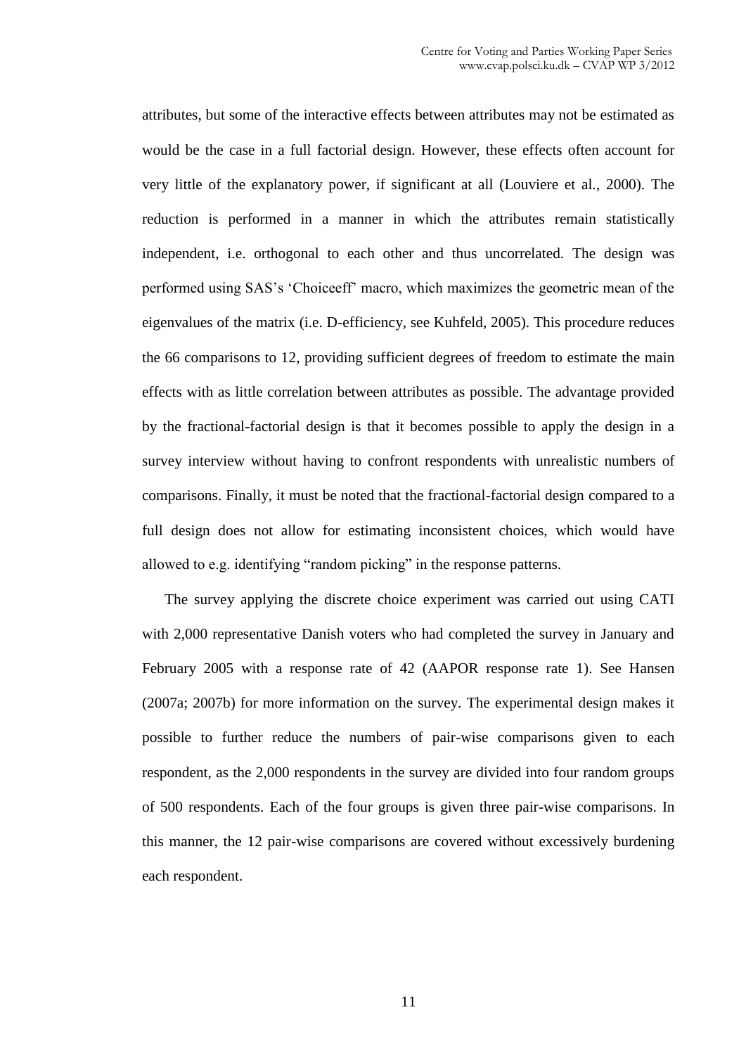attributes, but some of the interactive effects between attributes may not be estimated as would be the case in a full factorial design. However, these effects often account for very little of the explanatory power, if significant at all (Louviere et al., 2000). The reduction is performed in a manner in which the attributes remain statistically independent, i.e. orthogonal to each other and thus uncorrelated. The design was performed using SAS's 'Choiceeff' macro, which maximizes the geometric mean of the eigenvalues of the matrix (i.e. D-efficiency, see Kuhfeld, 2005). This procedure reduces the 66 comparisons to 12, providing sufficient degrees of freedom to estimate the main effects with as little correlation between attributes as possible. The advantage provided by the fractional-factorial design is that it becomes possible to apply the design in a survey interview without having to confront respondents with unrealistic numbers of comparisons. Finally, it must be noted that the fractional-factorial design compared to a full design does not allow for estimating inconsistent choices, which would have allowed to e.g. identifying "random picking" in the response patterns.

The survey applying the discrete choice experiment was carried out using CATI with 2,000 representative Danish voters who had completed the survey in January and February 2005 with a response rate of 42 (AAPOR response rate 1). See Hansen (2007a; 2007b) for more information on the survey. The experimental design makes it possible to further reduce the numbers of pair-wise comparisons given to each respondent, as the 2,000 respondents in the survey are divided into four random groups of 500 respondents. Each of the four groups is given three pair-wise comparisons. In this manner, the 12 pair-wise comparisons are covered without excessively burdening each respondent.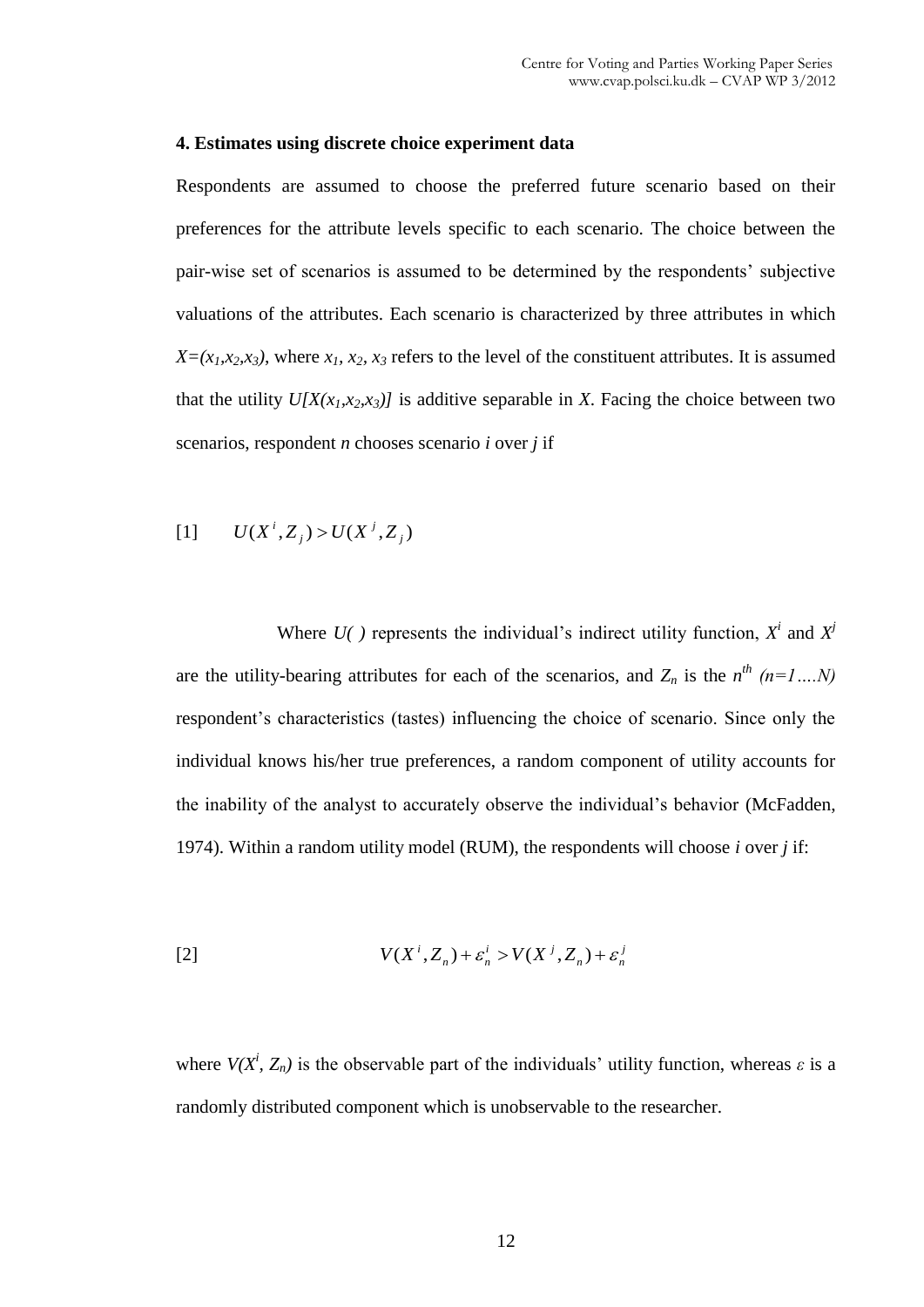### 4. Estimates using discrete choice experiment data

Respondents are assumed to choose the preferred future scenario based on their preferences for the attribute levels specific to each scenario. The choice between the pair-wise set of scenarios is assumed to be determined by the respondents' subjective valuations of the attributes. Each scenario is characterized by three attributes in which $X=(x_1,x_2,x_3)$, where $x_1$, $x_2$, $x_3$ refers to the level of the constituent attributes. It is assumed that the utility $U[X(x_1,x_2,x_3)]$ is additive separable in $X$. Facing the choice between two scenarios, respondent $n$ chooses scenario $i$ over $j$ if

$$[1] \qquad U(X^i, Z_j) > U(X^j, Z_j)$$

Where $U(\,)$ represents the individual's indirect utility function, $X^i$ and $X^j$ are the utility-bearing attributes for each of the scenarios, and $Z_n$ is the $n^{th}$ $(n=1....N)$ respondent's characteristics (tastes) influencing the choice of scenario. Since only the individual knows his/her true preferences, a random component of utility accounts for the inability of the analyst to accurately observe the individual's behavior (McFadden, 1974). Within a random utility model (RUM), the respondents will choose $i$ over $j$ if:

$$[2] \qquad V(X^i, Z_n) + \varepsilon_n^i > V(X^j, Z_n) + \varepsilon_n^j$$

where $V(X^i, Z_n)$ is the observable part of the individuals' utility function, whereas $\varepsilon$ is a randomly distributed component which is unobservable to the researcher.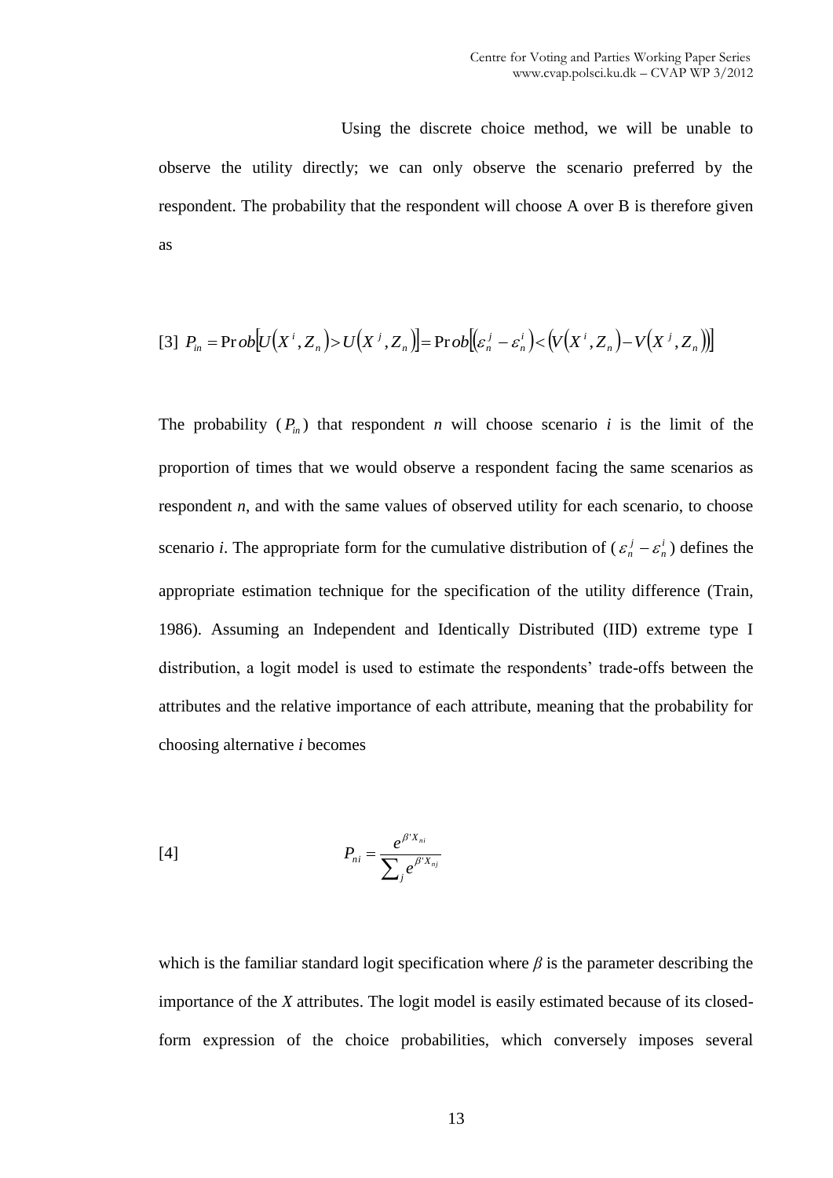Using the discrete choice method, we will be unable to observe the utility directly; we can only observe the scenario preferred by the respondent. The probability that the respondent will choose A over B is therefore given as

$$[3]\ \ P_{in} = \Pr ob\left[U\left(X^i, Z_n\right) > U\left(X^j, Z_n\right)\right] = \Pr ob\left[\left(\varepsilon_n^j - \varepsilon_n^i\right) < \left(V\left(X^i, Z_n\right) - V\left(X^j, Z_n\right)\right)\right]$$

The probability ($P_{in}$) that respondent *n* will choose scenario *i* is the limit of the proportion of times that we would observe a respondent facing the same scenarios as respondent *n*, and with the same values of observed utility for each scenario, to choose scenario *i*. The appropriate form for the cumulative distribution of ($\varepsilon_n^j - \varepsilon_n^i$) defines the appropriate estimation technique for the specification of the utility difference (Train, 1986). Assuming an Independent and Identically Distributed (IID) extreme type I distribution, a logit model is used to estimate the respondents' trade-offs between the attributes and the relative importance of each attribute, meaning that the probability for choosing alternative *i* becomes

$$[4]\qquad\qquad P_{ni} = \frac{e^{\beta' X_{ni}}}{\sum_j e^{\beta' X_{nj}}}$$

which is the familiar standard logit specification where $\beta$ is the parameter describing the importance of the *X* attributes. The logit model is easily estimated because of its closed-form expression of the choice probabilities, which conversely imposes several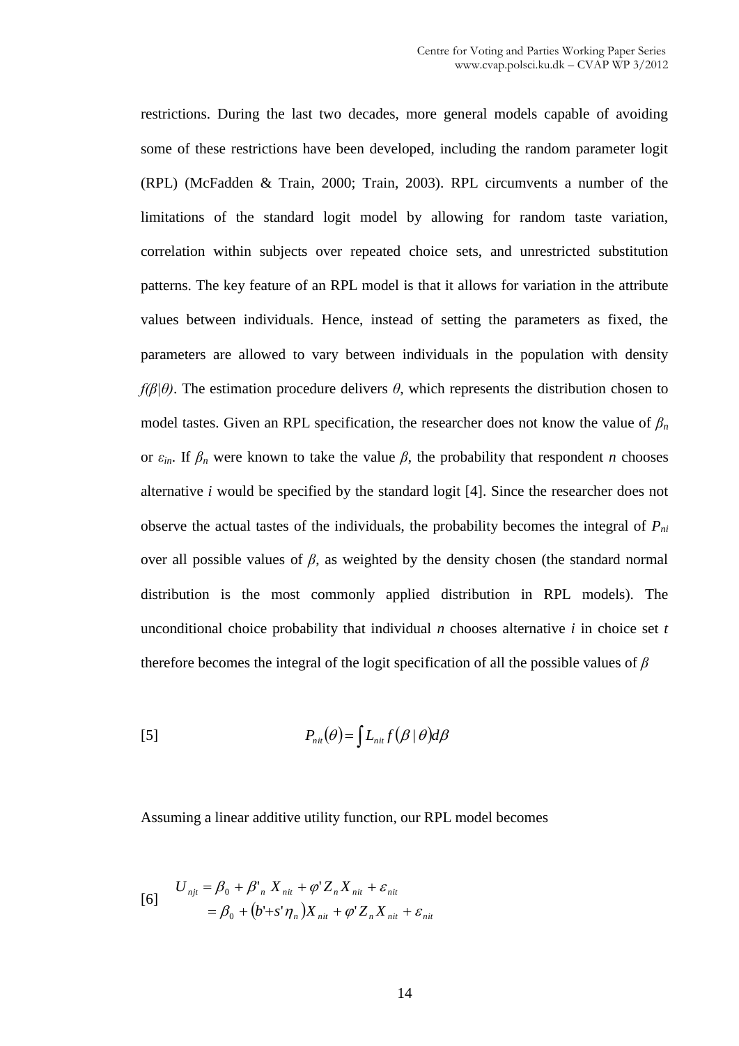restrictions. During the last two decades, more general models capable of avoiding some of these restrictions have been developed, including the random parameter logit (RPL) (McFadden & Train, 2000; Train, 2003). RPL circumvents a number of the limitations of the standard logit model by allowing for random taste variation, correlation within subjects over repeated choice sets, and unrestricted substitution patterns. The key feature of an RPL model is that it allows for variation in the attribute values between individuals. Hence, instead of setting the parameters as fixed, the parameters are allowed to vary between individuals in the population with density $f(\beta|\theta)$. The estimation procedure delivers $\theta$, which represents the distribution chosen to model tastes. Given an RPL specification, the researcher does not know the value of $\beta_n$ or $\varepsilon_{in}$. If $\beta_n$ were known to take the value $\beta$, the probability that respondent $n$ chooses alternative $i$ would be specified by the standard logit [4]. Since the researcher does not observe the actual tastes of the individuals, the probability becomes the integral of $P_{ni}$ over all possible values of $\beta$, as weighted by the density chosen (the standard normal distribution is the most commonly applied distribution in RPL models). The unconditional choice probability that individual $n$ chooses alternative $i$ in choice set $t$ therefore becomes the integral of the logit specification of all the possible values of $\beta$

$$[5] \qquad P_{nit}(\theta) = \int L_{nit} f(\beta \mid \theta) d\beta$$

Assuming a linear additive utility function, our RPL model becomes

$$[6] \qquad \begin{aligned} U_{njt} &= \beta_0 + \beta'_n X_{nit} + \varphi' Z_n X_{nit} + \varepsilon_{nit} \\ &= \beta_0 + (b' + s'\eta_n) X_{nit} + \varphi' Z_n X_{nit} + \varepsilon_{nit} \end{aligned}$$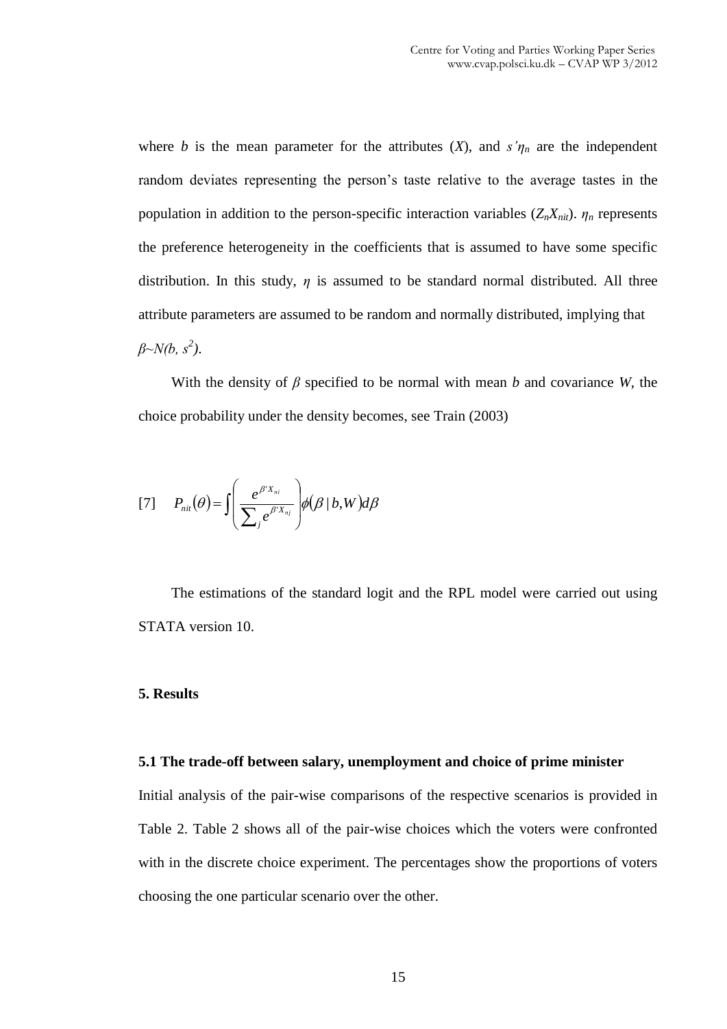where *b* is the mean parameter for the attributes (*X*), and $s'\eta_n$ are the independent random deviates representing the person's taste relative to the average tastes in the population in addition to the person-specific interaction variables ($Z_n X_{nit}$). $\eta_n$ represents the preference heterogeneity in the coefficients that is assumed to have some specific distribution. In this study, $\eta$ is assumed to be standard normal distributed. All three attribute parameters are assumed to be random and normally distributed, implying that $\beta \sim N(b, s^2)$.

With the density of $\beta$ specified to be normal with mean *b* and covariance *W*, the choice probability under the density becomes, see Train (2003)

$$[7] \quad P_{nit}(\theta) = \int \left( \frac{e^{\beta' X_{ni}}}{\sum_j e^{\beta' X_{nj}}} \right) \phi(\beta \mid b, W) d\beta$$

The estimations of the standard logit and the RPL model were carried out using STATA version 10.

## 5. Results

### 5.1 The trade-off between salary, unemployment and choice of prime minister

Initial analysis of the pair-wise comparisons of the respective scenarios is provided in Table 2. Table 2 shows all of the pair-wise choices which the voters were confronted with in the discrete choice experiment. The percentages show the proportions of voters choosing the one particular scenario over the other.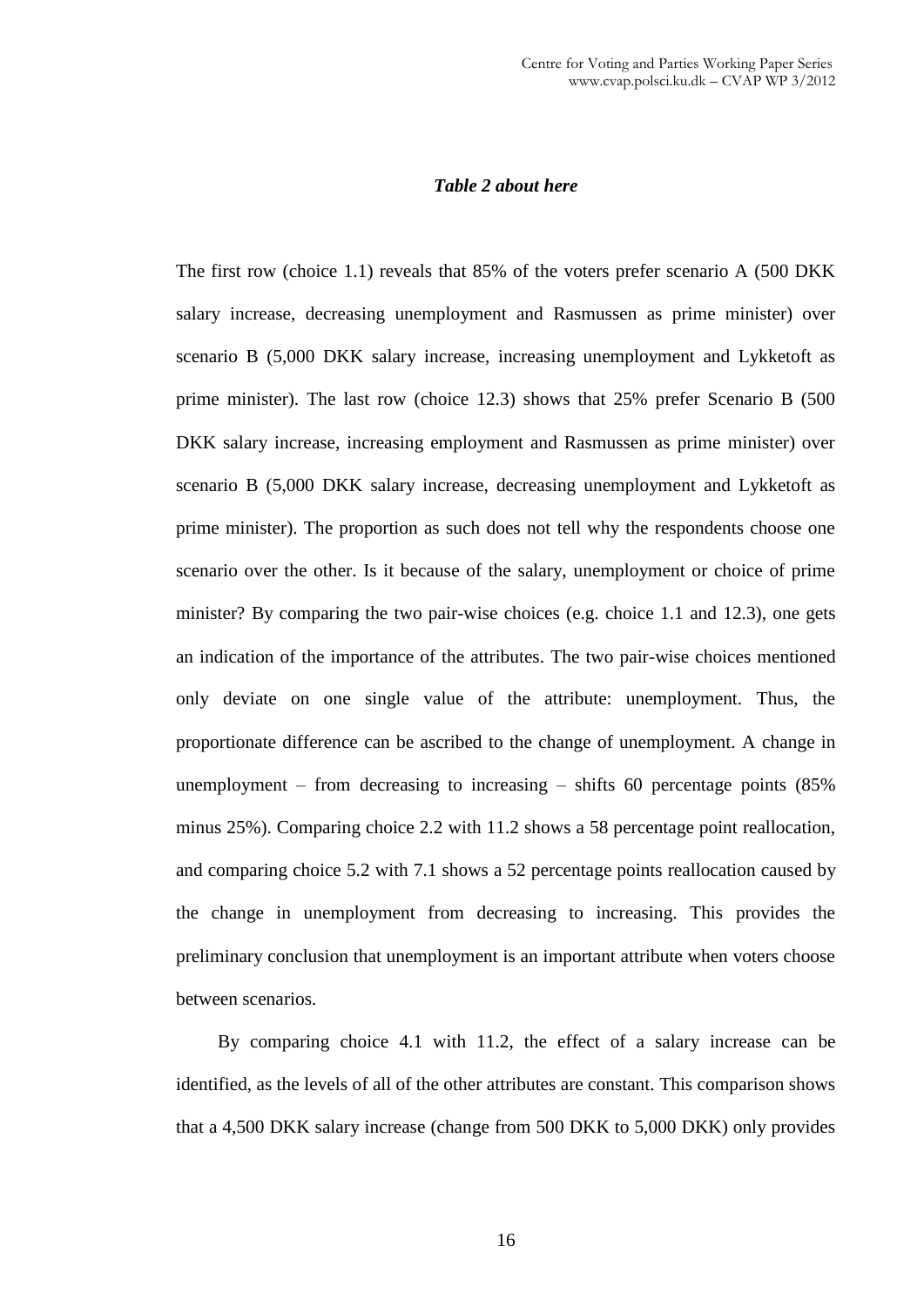*Table 2 about here*

The first row (choice 1.1) reveals that 85% of the voters prefer scenario A (500 DKK salary increase, decreasing unemployment and Rasmussen as prime minister) over scenario B (5,000 DKK salary increase, increasing unemployment and Lykketoft as prime minister). The last row (choice 12.3) shows that 25% prefer Scenario B (500 DKK salary increase, increasing employment and Rasmussen as prime minister) over scenario B (5,000 DKK salary increase, decreasing unemployment and Lykketoft as prime minister). The proportion as such does not tell why the respondents choose one scenario over the other. Is it because of the salary, unemployment or choice of prime minister? By comparing the two pair-wise choices (e.g. choice 1.1 and 12.3), one gets an indication of the importance of the attributes. The two pair-wise choices mentioned only deviate on one single value of the attribute: unemployment. Thus, the proportionate difference can be ascribed to the change of unemployment. A change in unemployment – from decreasing to increasing – shifts 60 percentage points (85% minus 25%). Comparing choice 2.2 with 11.2 shows a 58 percentage point reallocation, and comparing choice 5.2 with 7.1 shows a 52 percentage points reallocation caused by the change in unemployment from decreasing to increasing. This provides the preliminary conclusion that unemployment is an important attribute when voters choose between scenarios.

By comparing choice 4.1 with 11.2, the effect of a salary increase can be identified, as the levels of all of the other attributes are constant. This comparison shows that a 4,500 DKK salary increase (change from 500 DKK to 5,000 DKK) only provides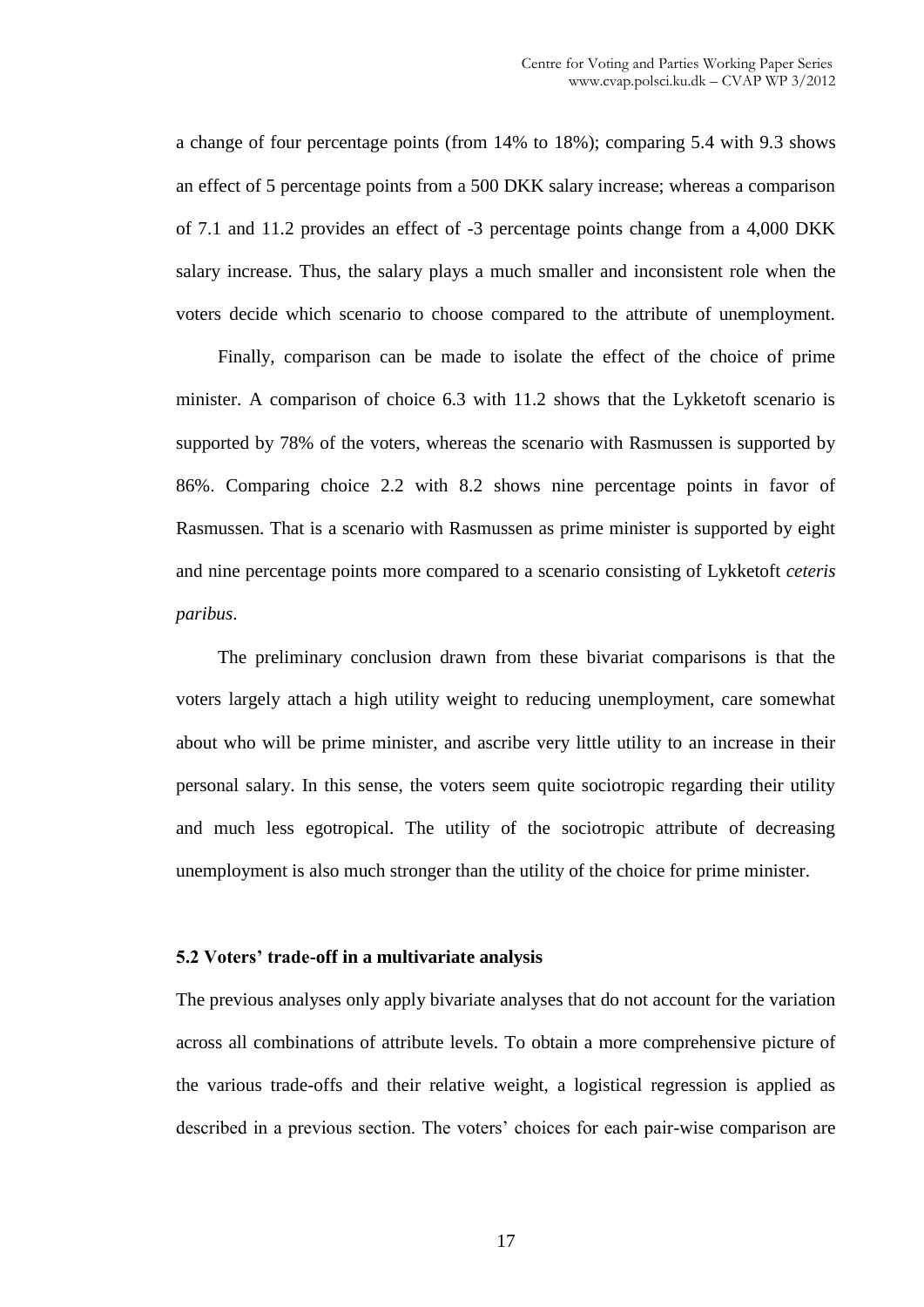a change of four percentage points (from 14% to 18%); comparing 5.4 with 9.3 shows an effect of 5 percentage points from a 500 DKK salary increase; whereas a comparison of 7.1 and 11.2 provides an effect of -3 percentage points change from a 4,000 DKK salary increase. Thus, the salary plays a much smaller and inconsistent role when the voters decide which scenario to choose compared to the attribute of unemployment.

Finally, comparison can be made to isolate the effect of the choice of prime minister. A comparison of choice 6.3 with 11.2 shows that the Lykketoft scenario is supported by 78% of the voters, whereas the scenario with Rasmussen is supported by 86%. Comparing choice 2.2 with 8.2 shows nine percentage points in favor of Rasmussen. That is a scenario with Rasmussen as prime minister is supported by eight and nine percentage points more compared to a scenario consisting of Lykketoft *ceteris paribus*.

The preliminary conclusion drawn from these bivariat comparisons is that the voters largely attach a high utility weight to reducing unemployment, care somewhat about who will be prime minister, and ascribe very little utility to an increase in their personal salary. In this sense, the voters seem quite sociotropic regarding their utility and much less egotropical. The utility of the sociotropic attribute of decreasing unemployment is also much stronger than the utility of the choice for prime minister.

### 5.2 Voters' trade-off in a multivariate analysis

The previous analyses only apply bivariate analyses that do not account for the variation across all combinations of attribute levels. To obtain a more comprehensive picture of the various trade-offs and their relative weight, a logistical regression is applied as described in a previous section. The voters' choices for each pair-wise comparison are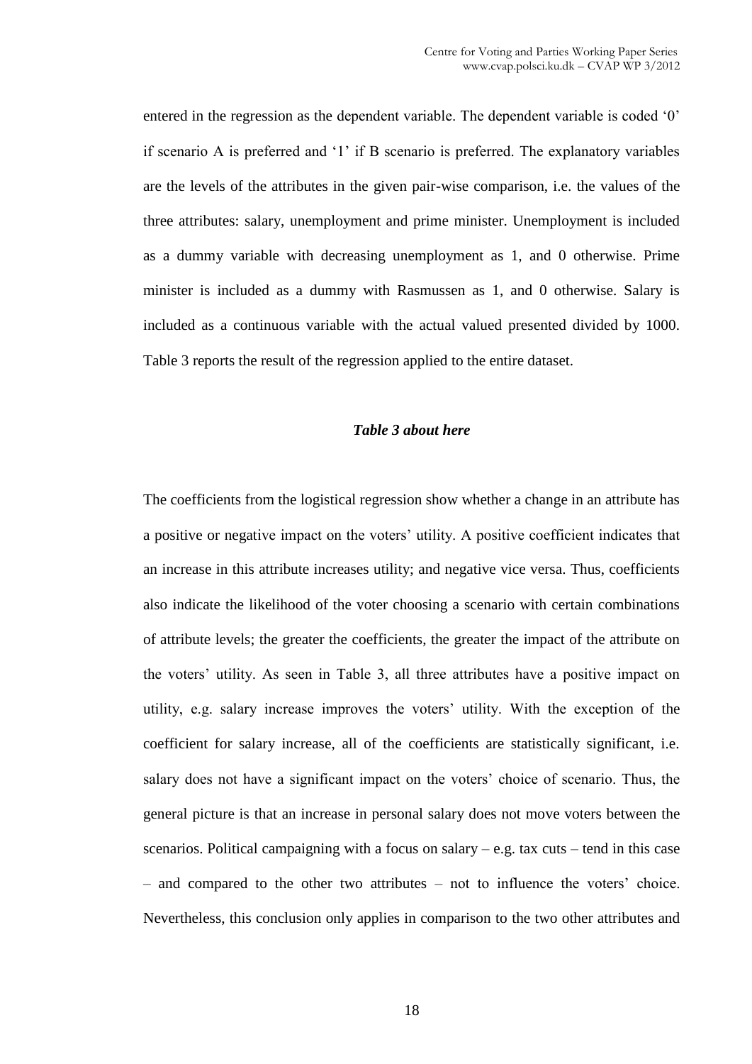entered in the regression as the dependent variable. The dependent variable is coded '0' if scenario A is preferred and '1' if B scenario is preferred. The explanatory variables are the levels of the attributes in the given pair-wise comparison, i.e. the values of the three attributes: salary, unemployment and prime minister. Unemployment is included as a dummy variable with decreasing unemployment as 1, and 0 otherwise. Prime minister is included as a dummy with Rasmussen as 1, and 0 otherwise. Salary is included as a continuous variable with the actual valued presented divided by 1000. Table 3 reports the result of the regression applied to the entire dataset.

***Table 3 about here***

The coefficients from the logistical regression show whether a change in an attribute has a positive or negative impact on the voters' utility. A positive coefficient indicates that an increase in this attribute increases utility; and negative vice versa. Thus, coefficients also indicate the likelihood of the voter choosing a scenario with certain combinations of attribute levels; the greater the coefficients, the greater the impact of the attribute on the voters' utility. As seen in Table 3, all three attributes have a positive impact on utility, e.g. salary increase improves the voters' utility. With the exception of the coefficient for salary increase, all of the coefficients are statistically significant, i.e. salary does not have a significant impact on the voters' choice of scenario. Thus, the general picture is that an increase in personal salary does not move voters between the scenarios. Political campaigning with a focus on salary – e.g. tax cuts – tend in this case – and compared to the other two attributes – not to influence the voters' choice. Nevertheless, this conclusion only applies in comparison to the two other attributes and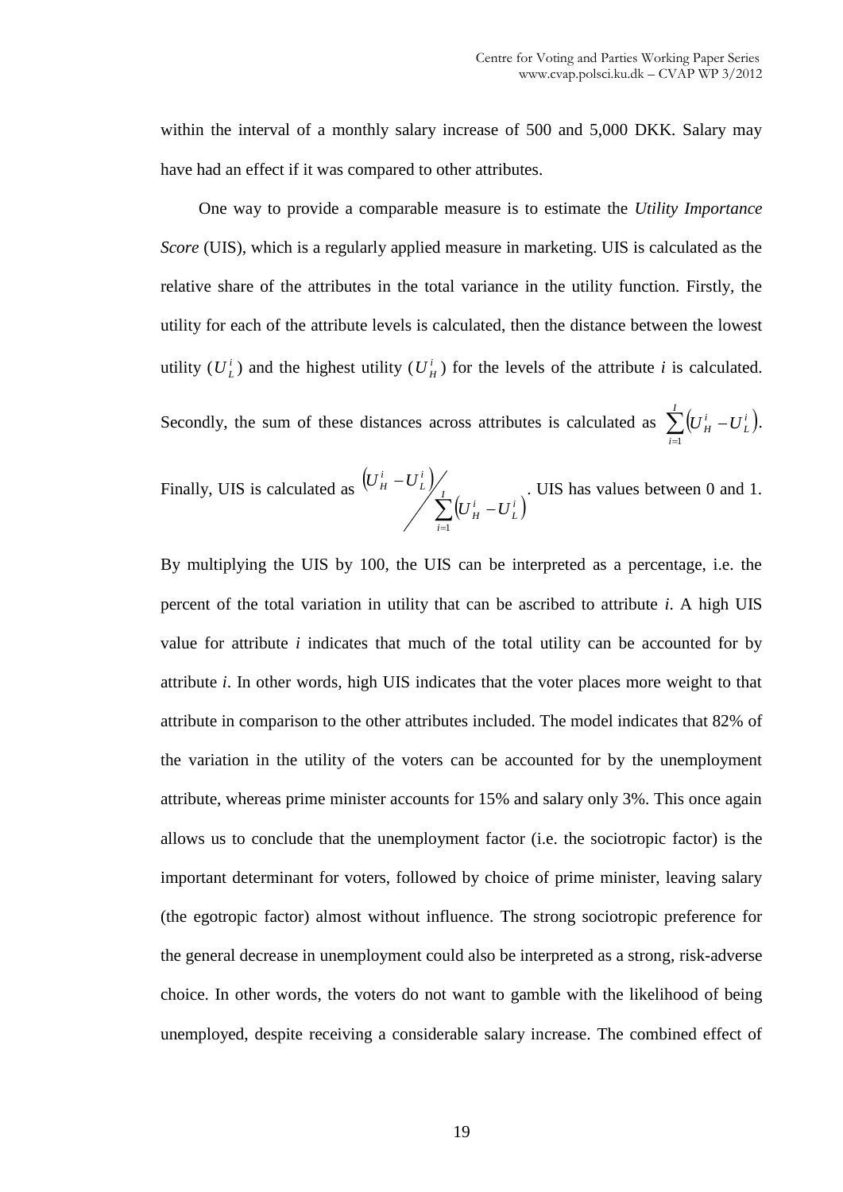within the interval of a monthly salary increase of 500 and 5,000 DKK. Salary may have had an effect if it was compared to other attributes.

One way to provide a comparable measure is to estimate the *Utility Importance Score* (UIS), which is a regularly applied measure in marketing. UIS is calculated as the relative share of the attributes in the total variance in the utility function. Firstly, the utility for each of the attribute levels is calculated, then the distance between the lowest utility ($U_L^i$) and the highest utility ($U_H^i$) for the levels of the attribute *i* is calculated. Secondly, the sum of these distances across attributes is calculated as $\sum_{i=1}^{I}\left(U_H^i - U_L^i\right)$. Finally, UIS is calculated as $\left(U_H^i - U_L^i\right) \Big/ \sum_{i=1}^{I}\left(U_H^i - U_L^i\right)$. UIS has values between 0 and 1. By multiplying the UIS by 100, the UIS can be interpreted as a percentage, i.e. the percent of the total variation in utility that can be ascribed to attribute *i*. A high UIS value for attribute *i* indicates that much of the total utility can be accounted for by attribute *i*. In other words, high UIS indicates that the voter places more weight to that attribute in comparison to the other attributes included. The model indicates that 82% of the variation in the utility of the voters can be accounted for by the unemployment attribute, whereas prime minister accounts for 15% and salary only 3%. This once again allows us to conclude that the unemployment factor (i.e. the sociotropic factor) is the important determinant for voters, followed by choice of prime minister, leaving salary (the egotropic factor) almost without influence. The strong sociotropic preference for the general decrease in unemployment could also be interpreted as a strong, risk-adverse choice. In other words, the voters do not want to gamble with the likelihood of being unemployed, despite receiving a considerable salary increase. The combined effect of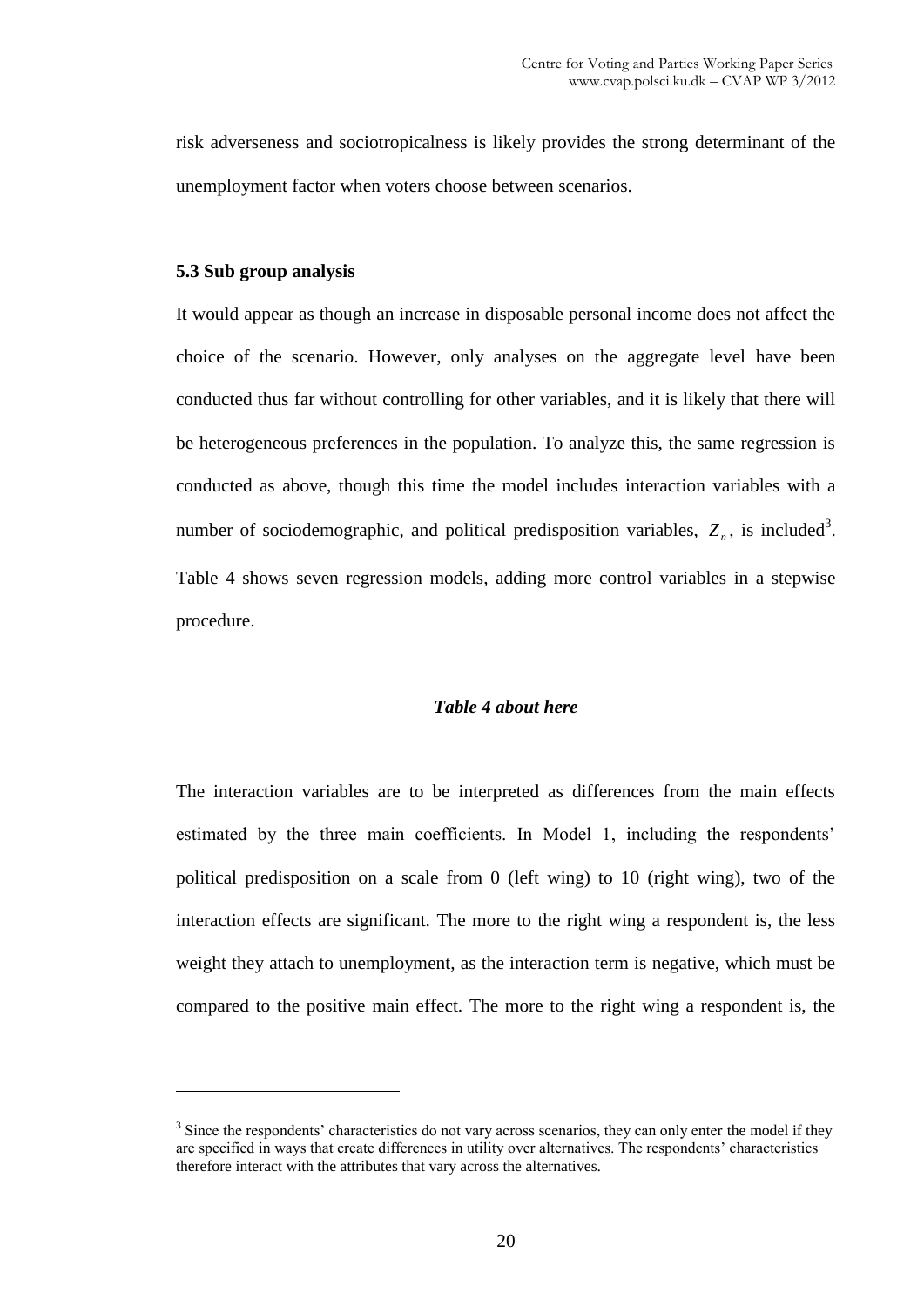risk adverseness and sociotropicalness is likely provides the strong determinant of the unemployment factor when voters choose between scenarios.

### 5.3 Sub group analysis

It would appear as though an increase in disposable personal income does not affect the choice of the scenario. However, only analyses on the aggregate level have been conducted thus far without controlling for other variables, and it is likely that there will be heterogeneous preferences in the population. To analyze this, the same regression is conducted as above, though this time the model includes interaction variables with a number of sociodemographic, and political predisposition variables, $Z_n$, is included[3]. Table 4 shows seven regression models, adding more control variables in a stepwise procedure.

***Table 4 about here***

The interaction variables are to be interpreted as differences from the main effects estimated by the three main coefficients. In Model 1, including the respondents' political predisposition on a scale from 0 (left wing) to 10 (right wing), two of the interaction effects are significant. The more to the right wing a respondent is, the less weight they attach to unemployment, as the interaction term is negative, which must be compared to the positive main effect. The more to the right wing a respondent is, the

---

[3] Since the respondents' characteristics do not vary across scenarios, they can only enter the model if they are specified in ways that create differences in utility over alternatives. The respondents' characteristics therefore interact with the attributes that vary across the alternatives.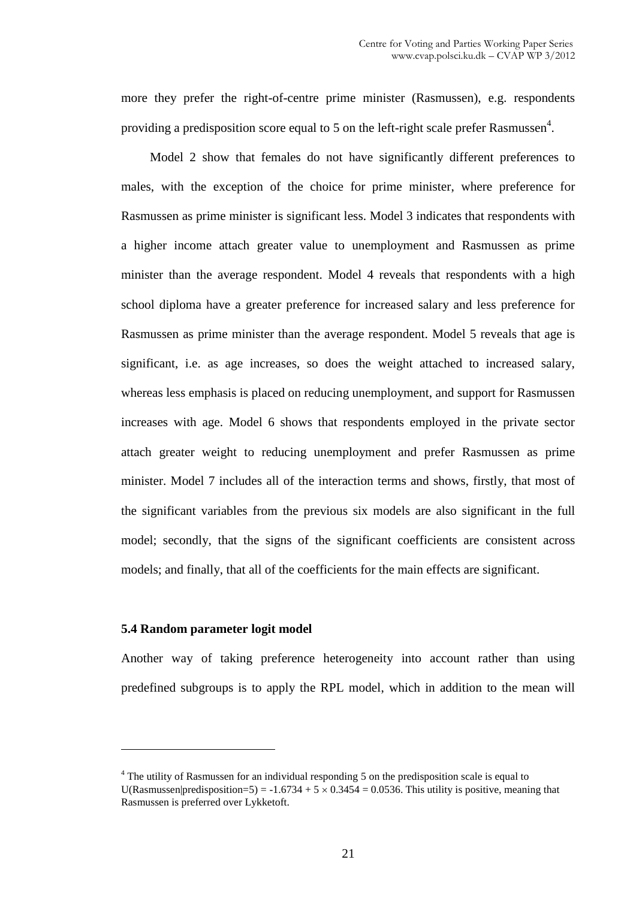more they prefer the right-of-centre prime minister (Rasmussen), e.g. respondents providing a predisposition score equal to 5 on the left-right scale prefer Rasmussen[4].

Model 2 show that females do not have significantly different preferences to males, with the exception of the choice for prime minister, where preference for Rasmussen as prime minister is significant less. Model 3 indicates that respondents with a higher income attach greater value to unemployment and Rasmussen as prime minister than the average respondent. Model 4 reveals that respondents with a high school diploma have a greater preference for increased salary and less preference for Rasmussen as prime minister than the average respondent. Model 5 reveals that age is significant, i.e. as age increases, so does the weight attached to increased salary, whereas less emphasis is placed on reducing unemployment, and support for Rasmussen increases with age. Model 6 shows that respondents employed in the private sector attach greater weight to reducing unemployment and prefer Rasmussen as prime minister. Model 7 includes all of the interaction terms and shows, firstly, that most of the significant variables from the previous six models are also significant in the full model; secondly, that the signs of the significant coefficients are consistent across models; and finally, that all of the coefficients for the main effects are significant.

### 5.4 Random parameter logit model

Another way of taking preference heterogeneity into account rather than using predefined subgroups is to apply the RPL model, which in addition to the mean will

---

[4] The utility of Rasmussen for an individual responding 5 on the predisposition scale is equal to $U(\text{Rasmussen}|\text{predisposition}=5) = -1.6734 + 5 \times 0.3454 = 0.0536$. This utility is positive, meaning that Rasmussen is preferred over Lykketoft.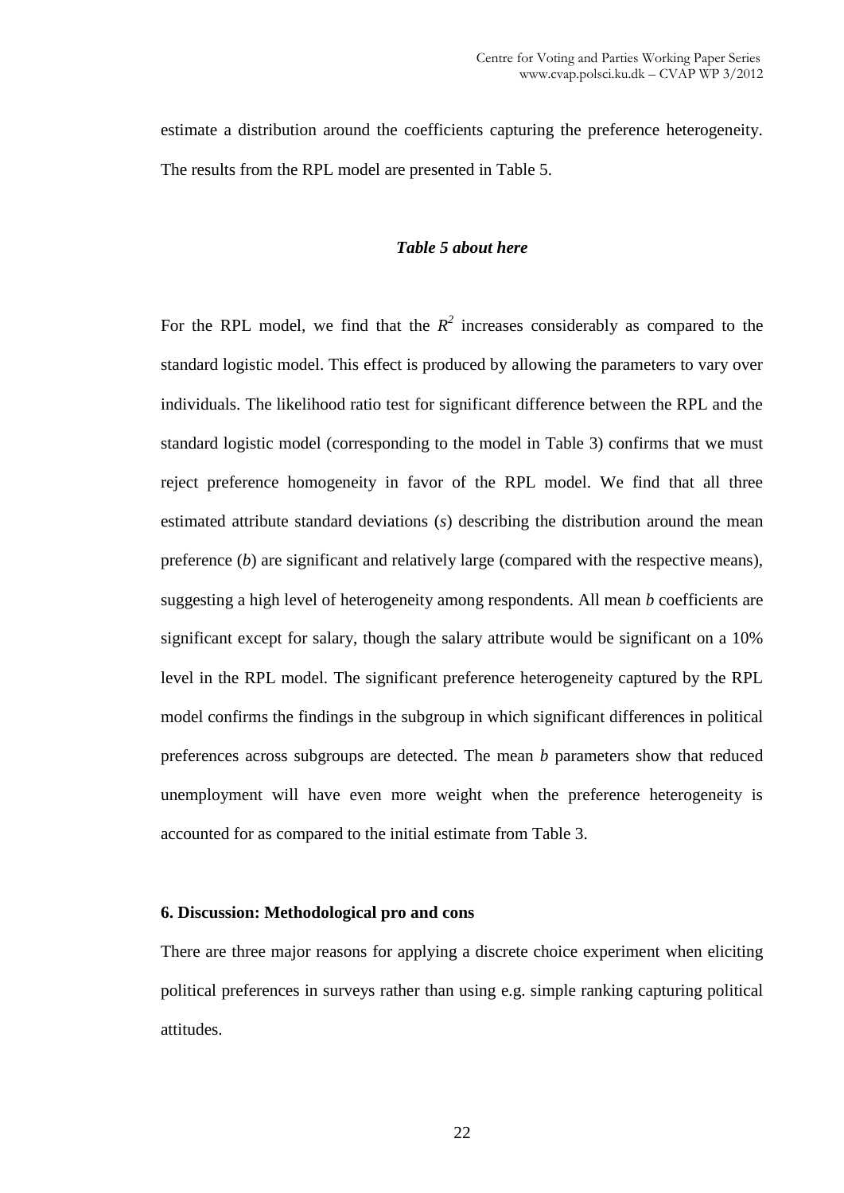estimate a distribution around the coefficients capturing the preference heterogeneity. The results from the RPL model are presented in Table 5.

***Table 5 about here***

For the RPL model, we find that the $R^2$ increases considerably as compared to the standard logistic model. This effect is produced by allowing the parameters to vary over individuals. The likelihood ratio test for significant difference between the RPL and the standard logistic model (corresponding to the model in Table 3) confirms that we must reject preference homogeneity in favor of the RPL model. We find that all three estimated attribute standard deviations ($s$) describing the distribution around the mean preference ($b$) are significant and relatively large (compared with the respective means), suggesting a high level of heterogeneity among respondents. All mean $b$ coefficients are significant except for salary, though the salary attribute would be significant on a 10% level in the RPL model. The significant preference heterogeneity captured by the RPL model confirms the findings in the subgroup in which significant differences in political preferences across subgroups are detected. The mean $b$ parameters show that reduced unemployment will have even more weight when the preference heterogeneity is accounted for as compared to the initial estimate from Table 3.

### 6. Discussion: Methodological pro and cons

There are three major reasons for applying a discrete choice experiment when eliciting political preferences in surveys rather than using e.g. simple ranking capturing political attitudes.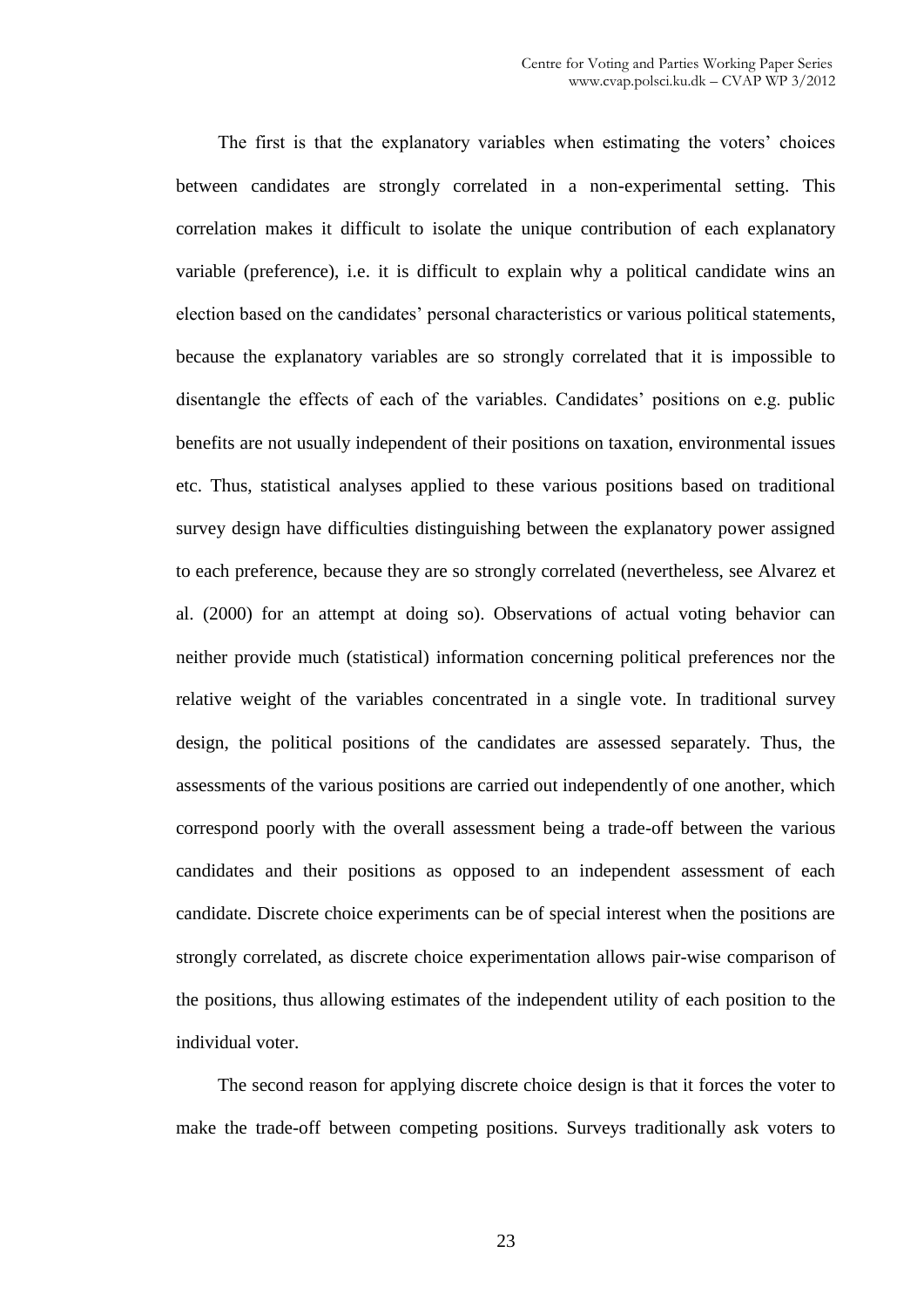The first is that the explanatory variables when estimating the voters' choices between candidates are strongly correlated in a non-experimental setting. This correlation makes it difficult to isolate the unique contribution of each explanatory variable (preference), i.e. it is difficult to explain why a political candidate wins an election based on the candidates' personal characteristics or various political statements, because the explanatory variables are so strongly correlated that it is impossible to disentangle the effects of each of the variables. Candidates' positions on e.g. public benefits are not usually independent of their positions on taxation, environmental issues etc. Thus, statistical analyses applied to these various positions based on traditional survey design have difficulties distinguishing between the explanatory power assigned to each preference, because they are so strongly correlated (nevertheless, see Alvarez et al. (2000) for an attempt at doing so). Observations of actual voting behavior can neither provide much (statistical) information concerning political preferences nor the relative weight of the variables concentrated in a single vote. In traditional survey design, the political positions of the candidates are assessed separately. Thus, the assessments of the various positions are carried out independently of one another, which correspond poorly with the overall assessment being a trade-off between the various candidates and their positions as opposed to an independent assessment of each candidate. Discrete choice experiments can be of special interest when the positions are strongly correlated, as discrete choice experimentation allows pair-wise comparison of the positions, thus allowing estimates of the independent utility of each position to the individual voter.

The second reason for applying discrete choice design is that it forces the voter to make the trade-off between competing positions. Surveys traditionally ask voters to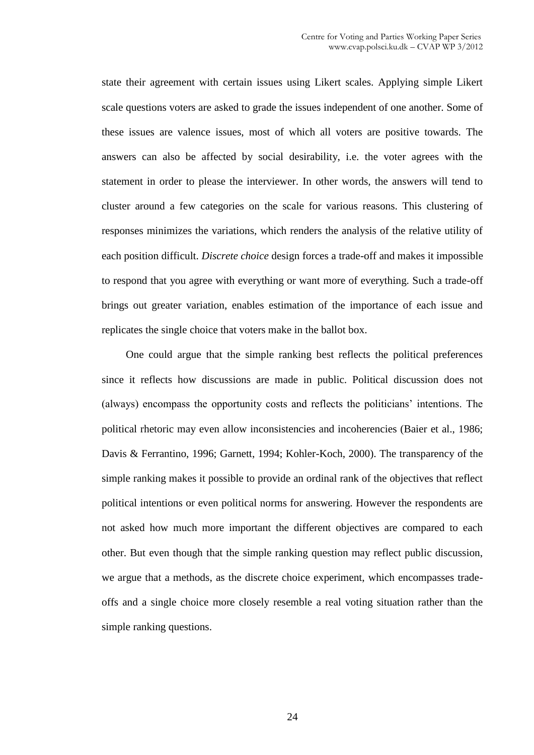state their agreement with certain issues using Likert scales. Applying simple Likert scale questions voters are asked to grade the issues independent of one another. Some of these issues are valence issues, most of which all voters are positive towards. The answers can also be affected by social desirability, i.e. the voter agrees with the statement in order to please the interviewer. In other words, the answers will tend to cluster around a few categories on the scale for various reasons. This clustering of responses minimizes the variations, which renders the analysis of the relative utility of each position difficult. *Discrete choice* design forces a trade-off and makes it impossible to respond that you agree with everything or want more of everything. Such a trade-off brings out greater variation, enables estimation of the importance of each issue and replicates the single choice that voters make in the ballot box.

One could argue that the simple ranking best reflects the political preferences since it reflects how discussions are made in public. Political discussion does not (always) encompass the opportunity costs and reflects the politicians' intentions. The political rhetoric may even allow inconsistencies and incoherencies (Baier et al., 1986; Davis & Ferrantino, 1996; Garnett, 1994; Kohler-Koch, 2000). The transparency of the simple ranking makes it possible to provide an ordinal rank of the objectives that reflect political intentions or even political norms for answering. However the respondents are not asked how much more important the different objectives are compared to each other. But even though that the simple ranking question may reflect public discussion, we argue that a methods, as the discrete choice experiment, which encompasses trade-offs and a single choice more closely resemble a real voting situation rather than the simple ranking questions.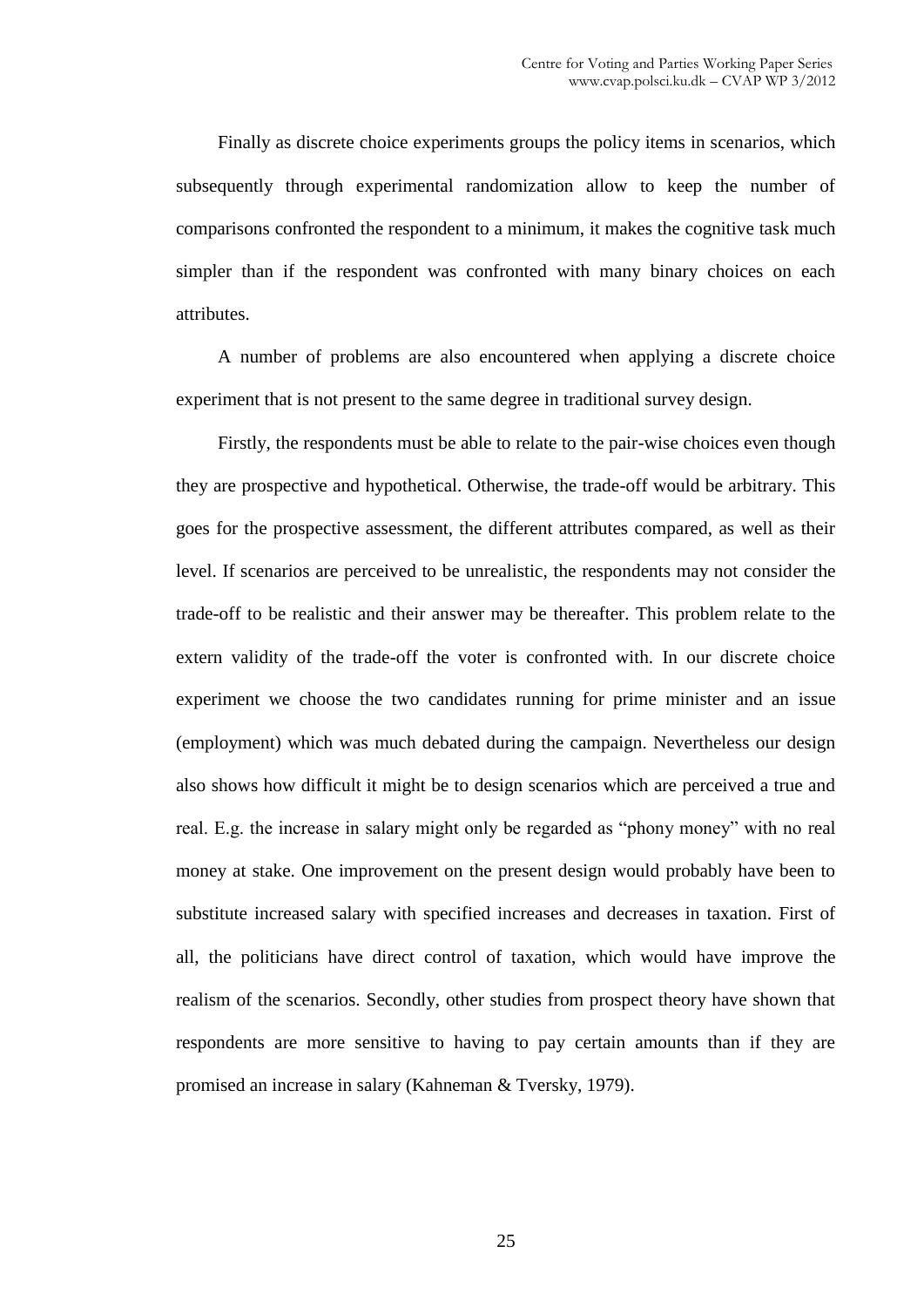Finally as discrete choice experiments groups the policy items in scenarios, which subsequently through experimental randomization allow to keep the number of comparisons confronted the respondent to a minimum, it makes the cognitive task much simpler than if the respondent was confronted with many binary choices on each attributes.

A number of problems are also encountered when applying a discrete choice experiment that is not present to the same degree in traditional survey design.

Firstly, the respondents must be able to relate to the pair-wise choices even though they are prospective and hypothetical. Otherwise, the trade-off would be arbitrary. This goes for the prospective assessment, the different attributes compared, as well as their level. If scenarios are perceived to be unrealistic, the respondents may not consider the trade-off to be realistic and their answer may be thereafter. This problem relate to the extern validity of the trade-off the voter is confronted with. In our discrete choice experiment we choose the two candidates running for prime minister and an issue (employment) which was much debated during the campaign. Nevertheless our design also shows how difficult it might be to design scenarios which are perceived a true and real. E.g. the increase in salary might only be regarded as "phony money" with no real money at stake. One improvement on the present design would probably have been to substitute increased salary with specified increases and decreases in taxation. First of all, the politicians have direct control of taxation, which would have improve the realism of the scenarios. Secondly, other studies from prospect theory have shown that respondents are more sensitive to having to pay certain amounts than if they are promised an increase in salary (Kahneman & Tversky, 1979).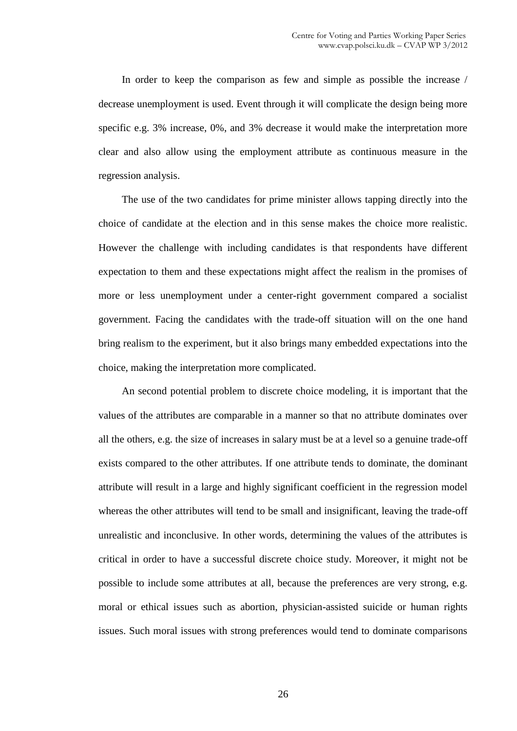In order to keep the comparison as few and simple as possible the increase / decrease unemployment is used. Event through it will complicate the design being more specific e.g. 3% increase, 0%, and 3% decrease it would make the interpretation more clear and also allow using the employment attribute as continuous measure in the regression analysis.

The use of the two candidates for prime minister allows tapping directly into the choice of candidate at the election and in this sense makes the choice more realistic. However the challenge with including candidates is that respondents have different expectation to them and these expectations might affect the realism in the promises of more or less unemployment under a center-right government compared a socialist government. Facing the candidates with the trade-off situation will on the one hand bring realism to the experiment, but it also brings many embedded expectations into the choice, making the interpretation more complicated.

An second potential problem to discrete choice modeling, it is important that the values of the attributes are comparable in a manner so that no attribute dominates over all the others, e.g. the size of increases in salary must be at a level so a genuine trade-off exists compared to the other attributes. If one attribute tends to dominate, the dominant attribute will result in a large and highly significant coefficient in the regression model whereas the other attributes will tend to be small and insignificant, leaving the trade-off unrealistic and inconclusive. In other words, determining the values of the attributes is critical in order to have a successful discrete choice study. Moreover, it might not be possible to include some attributes at all, because the preferences are very strong, e.g. moral or ethical issues such as abortion, physician-assisted suicide or human rights issues. Such moral issues with strong preferences would tend to dominate comparisons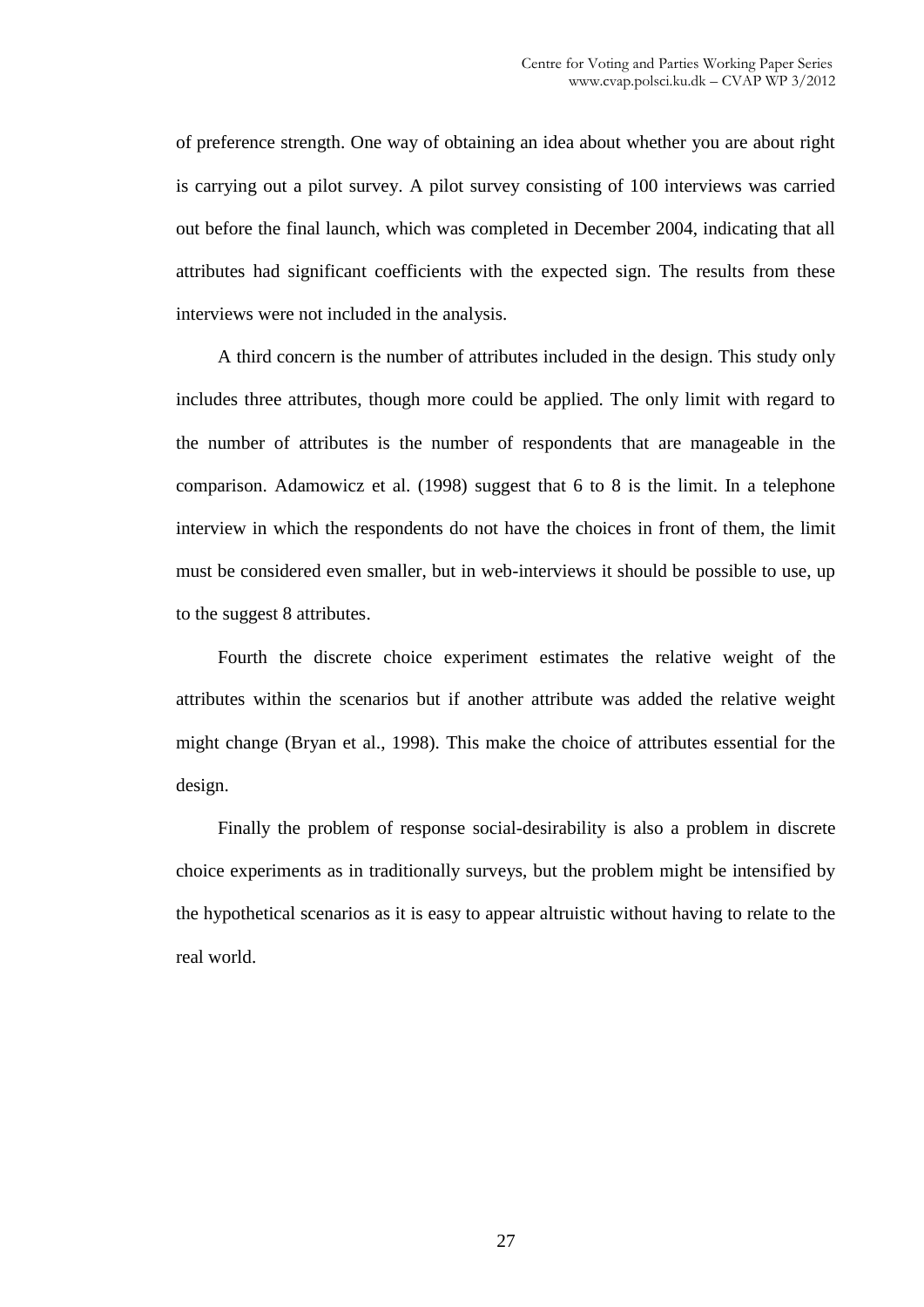of preference strength. One way of obtaining an idea about whether you are about right is carrying out a pilot survey. A pilot survey consisting of 100 interviews was carried out before the final launch, which was completed in December 2004, indicating that all attributes had significant coefficients with the expected sign. The results from these interviews were not included in the analysis.

A third concern is the number of attributes included in the design. This study only includes three attributes, though more could be applied. The only limit with regard to the number of attributes is the number of respondents that are manageable in the comparison. Adamowicz et al. (1998) suggest that 6 to 8 is the limit. In a telephone interview in which the respondents do not have the choices in front of them, the limit must be considered even smaller, but in web-interviews it should be possible to use, up to the suggest 8 attributes.

Fourth the discrete choice experiment estimates the relative weight of the attributes within the scenarios but if another attribute was added the relative weight might change (Bryan et al., 1998). This make the choice of attributes essential for the design.

Finally the problem of response social-desirability is also a problem in discrete choice experiments as in traditionally surveys, but the problem might be intensified by the hypothetical scenarios as it is easy to appear altruistic without having to relate to the real world.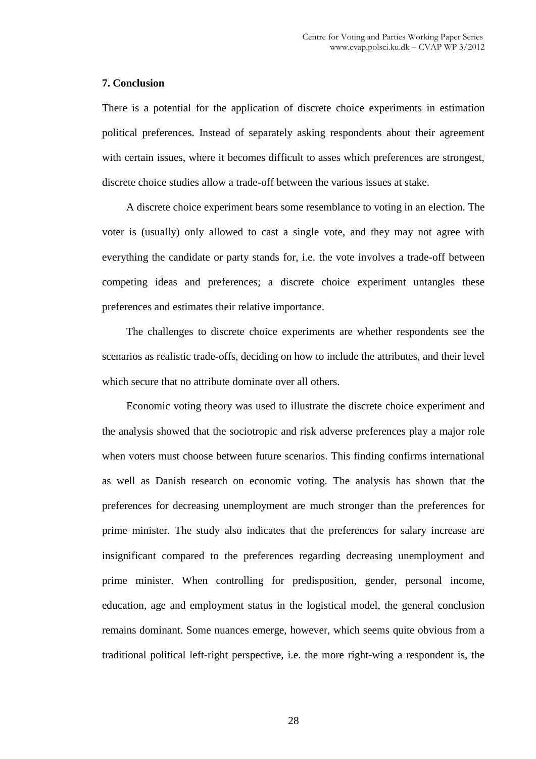## 7. Conclusion

There is a potential for the application of discrete choice experiments in estimation political preferences. Instead of separately asking respondents about their agreement with certain issues, where it becomes difficult to asses which preferences are strongest, discrete choice studies allow a trade-off between the various issues at stake.

A discrete choice experiment bears some resemblance to voting in an election. The voter is (usually) only allowed to cast a single vote, and they may not agree with everything the candidate or party stands for, i.e. the vote involves a trade-off between competing ideas and preferences; a discrete choice experiment untangles these preferences and estimates their relative importance.

The challenges to discrete choice experiments are whether respondents see the scenarios as realistic trade-offs, deciding on how to include the attributes, and their level which secure that no attribute dominate over all others.

Economic voting theory was used to illustrate the discrete choice experiment and the analysis showed that the sociotropic and risk adverse preferences play a major role when voters must choose between future scenarios. This finding confirms international as well as Danish research on economic voting. The analysis has shown that the preferences for decreasing unemployment are much stronger than the preferences for prime minister. The study also indicates that the preferences for salary increase are insignificant compared to the preferences regarding decreasing unemployment and prime minister. When controlling for predisposition, gender, personal income, education, age and employment status in the logistical model, the general conclusion remains dominant. Some nuances emerge, however, which seems quite obvious from a traditional political left-right perspective, i.e. the more right-wing a respondent is, the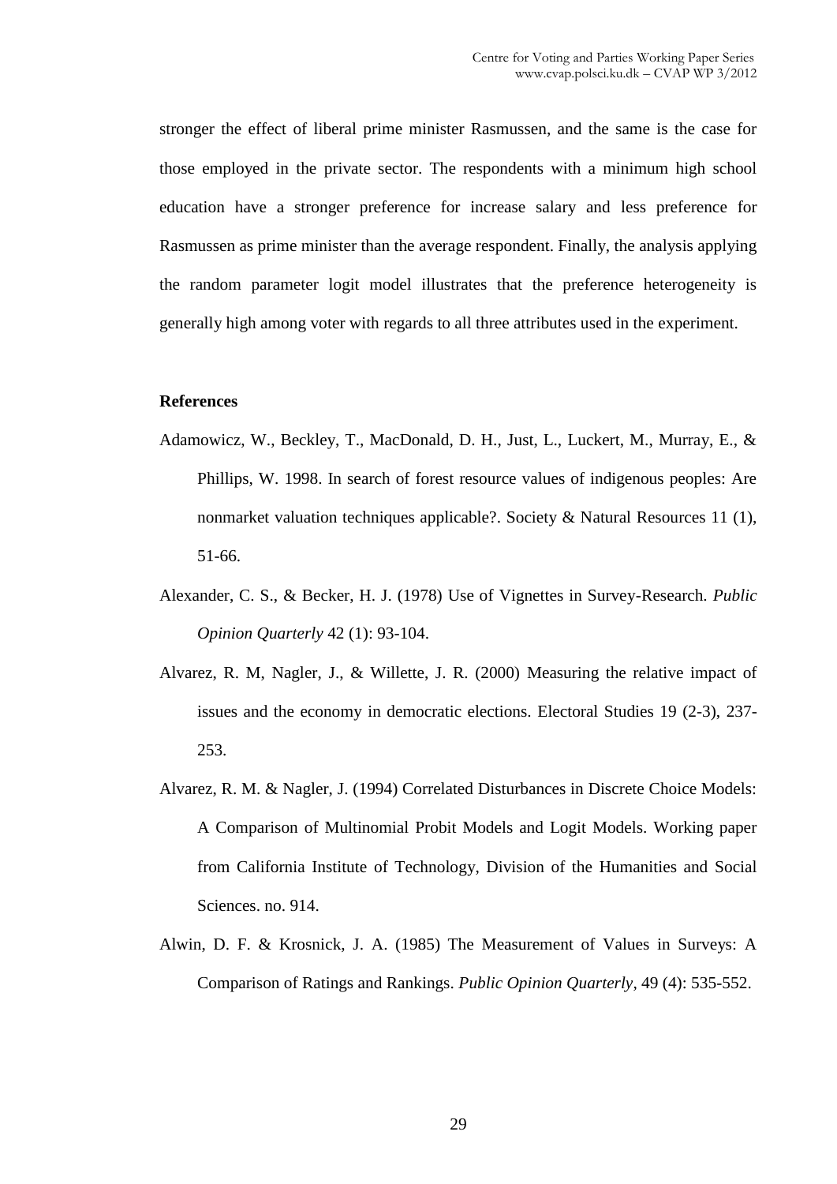stronger the effect of liberal prime minister Rasmussen, and the same is the case for those employed in the private sector. The respondents with a minimum high school education have a stronger preference for increase salary and less preference for Rasmussen as prime minister than the average respondent. Finally, the analysis applying the random parameter logit model illustrates that the preference heterogeneity is generally high among voter with regards to all three attributes used in the experiment.

**References**

Adamowicz, W., Beckley, T., MacDonald, D. H., Just, L., Luckert, M., Murray, E., & Phillips, W. 1998. In search of forest resource values of indigenous peoples: Are nonmarket valuation techniques applicable?. Society & Natural Resources 11 (1), 51-66.

Alexander, C. S., & Becker, H. J. (1978) Use of Vignettes in Survey-Research. *Public Opinion Quarterly* 42 (1): 93-104.

Alvarez, R. M, Nagler, J., & Willette, J. R. (2000) Measuring the relative impact of issues and the economy in democratic elections. Electoral Studies 19 (2-3), 237-253.

Alvarez, R. M. & Nagler, J. (1994) Correlated Disturbances in Discrete Choice Models: A Comparison of Multinomial Probit Models and Logit Models. Working paper from California Institute of Technology, Division of the Humanities and Social Sciences. no. 914.

Alwin, D. F. & Krosnick, J. A. (1985) The Measurement of Values in Surveys: A Comparison of Ratings and Rankings. *Public Opinion Quarterly*, 49 (4): 535-552.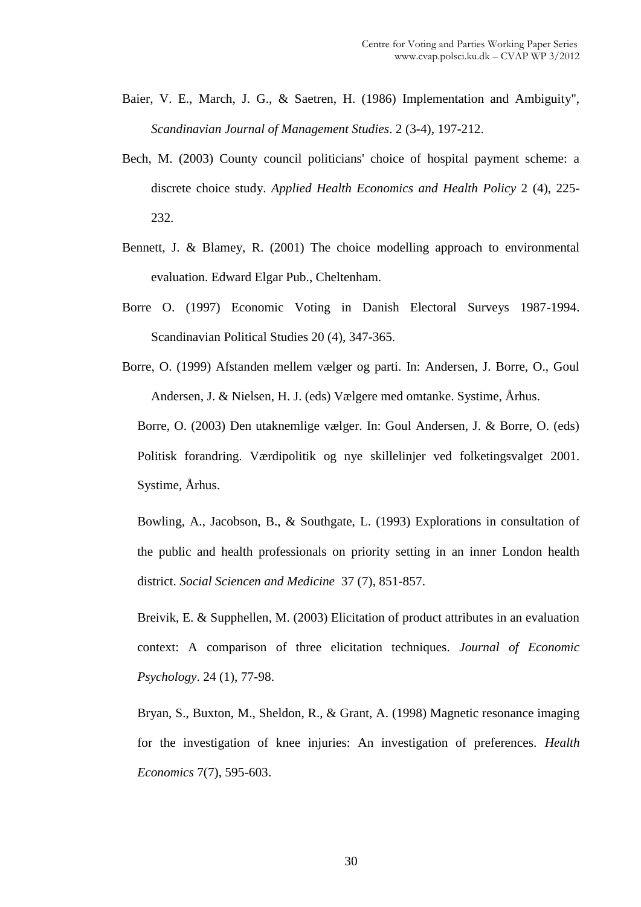Baier, V. E., March, J. G., & Saetren, H. (1986) Implementation and Ambiguity", *Scandinavian Journal of Management Studies*. 2 (3-4), 197-212.

Bech, M. (2003) County council politicians' choice of hospital payment scheme: a discrete choice study. *Applied Health Economics and Health Policy* 2 (4), 225-232.

Bennett, J. & Blamey, R. (2001) The choice modelling approach to environmental evaluation. Edward Elgar Pub., Cheltenham.

Borre O. (1997) Economic Voting in Danish Electoral Surveys 1987-1994. Scandinavian Political Studies 20 (4), 347-365.

Borre, O. (1999) Afstanden mellem vælger og parti. In: Andersen, J. Borre, O., Goul Andersen, J. & Nielsen, H. J. (eds) Vælgere med omtanke. Systime, Århus.

Borre, O. (2003) Den utaknemlige vælger. In: Goul Andersen, J. & Borre, O. (eds) Politisk forandring. Værdipolitik og nye skillelinjer ved folketingsvalget 2001. Systime, Århus.

Bowling, A., Jacobson, B., & Southgate, L. (1993) Explorations in consultation of the public and health professionals on priority setting in an inner London health district. *Social Sciencen and Medicine* 37 (7), 851-857.

Breivik, E. & Supphellen, M. (2003) Elicitation of product attributes in an evaluation context: A comparison of three elicitation techniques. *Journal of Economic Psychology*. 24 (1), 77-98.

Bryan, S., Buxton, M., Sheldon, R., & Grant, A. (1998) Magnetic resonance imaging for the investigation of knee injuries: An investigation of preferences. *Health Economics* 7(7), 595-603.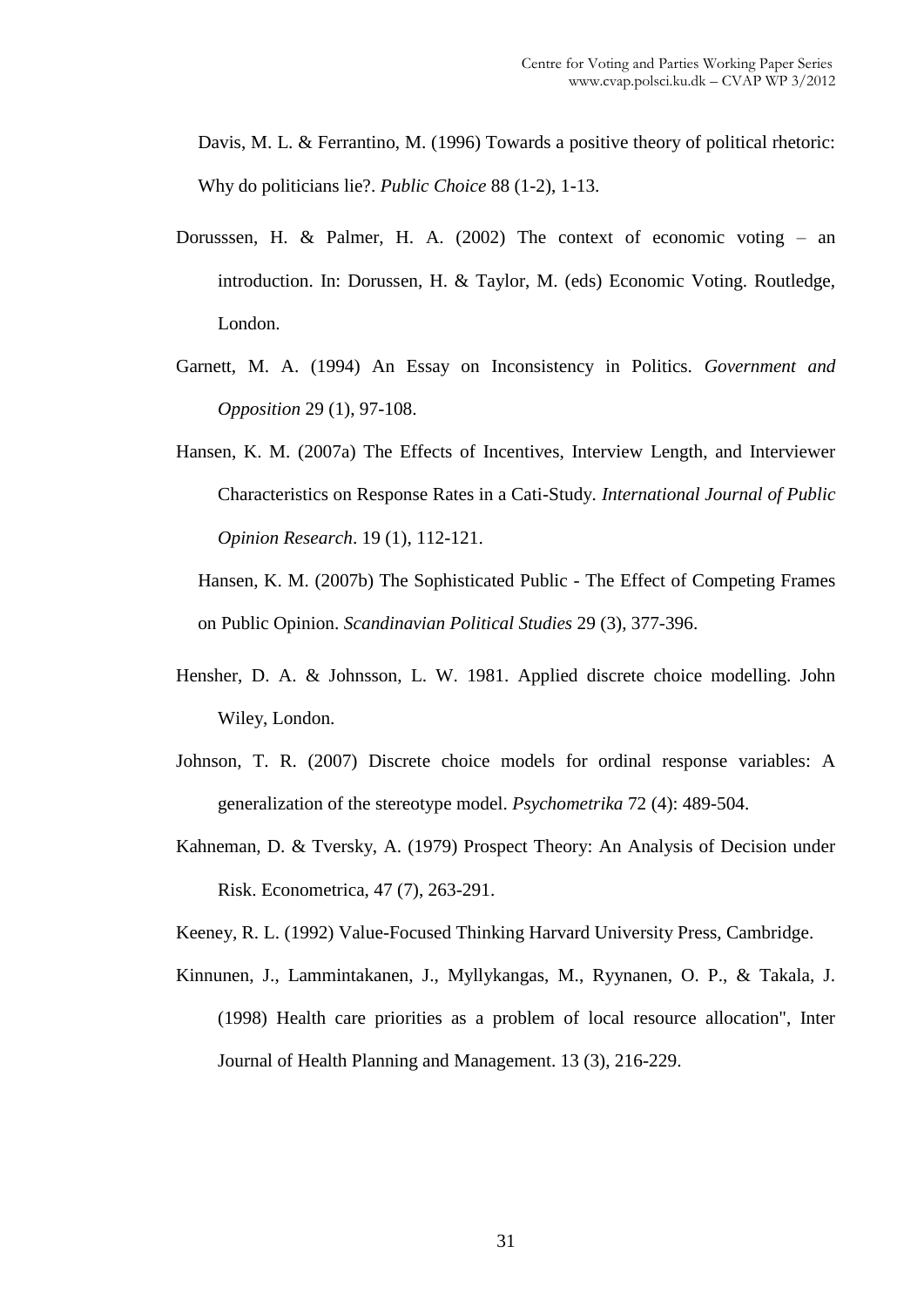Davis, M. L. & Ferrantino, M. (1996) Towards a positive theory of political rhetoric: Why do politicians lie?. *Public Choice* 88 (1-2), 1-13.

Dorusssen, H. & Palmer, H. A. (2002) The context of economic voting – an introduction. In: Dorussen, H. & Taylor, M. (eds) Economic Voting. Routledge, London.

Garnett, M. A. (1994) An Essay on Inconsistency in Politics. *Government and Opposition* 29 (1), 97-108.

Hansen, K. M. (2007a) The Effects of Incentives, Interview Length, and Interviewer Characteristics on Response Rates in a Cati-Study. *International Journal of Public Opinion Research*. 19 (1), 112-121.

Hansen, K. M. (2007b) The Sophisticated Public - The Effect of Competing Frames on Public Opinion. *Scandinavian Political Studies* 29 (3), 377-396.

Hensher, D. A. & Johnsson, L. W. 1981. Applied discrete choice modelling. John Wiley, London.

Johnson, T. R. (2007) Discrete choice models for ordinal response variables: A generalization of the stereotype model. *Psychometrika* 72 (4): 489-504.

Kahneman, D. & Tversky, A. (1979) Prospect Theory: An Analysis of Decision under Risk. Econometrica, 47 (7), 263-291.

Keeney, R. L. (1992) Value-Focused Thinking Harvard University Press, Cambridge.

Kinnunen, J., Lammintakanen, J., Myllykangas, M., Ryynanen, O. P., & Takala, J. (1998) Health care priorities as a problem of local resource allocation", Inter Journal of Health Planning and Management. 13 (3), 216-229.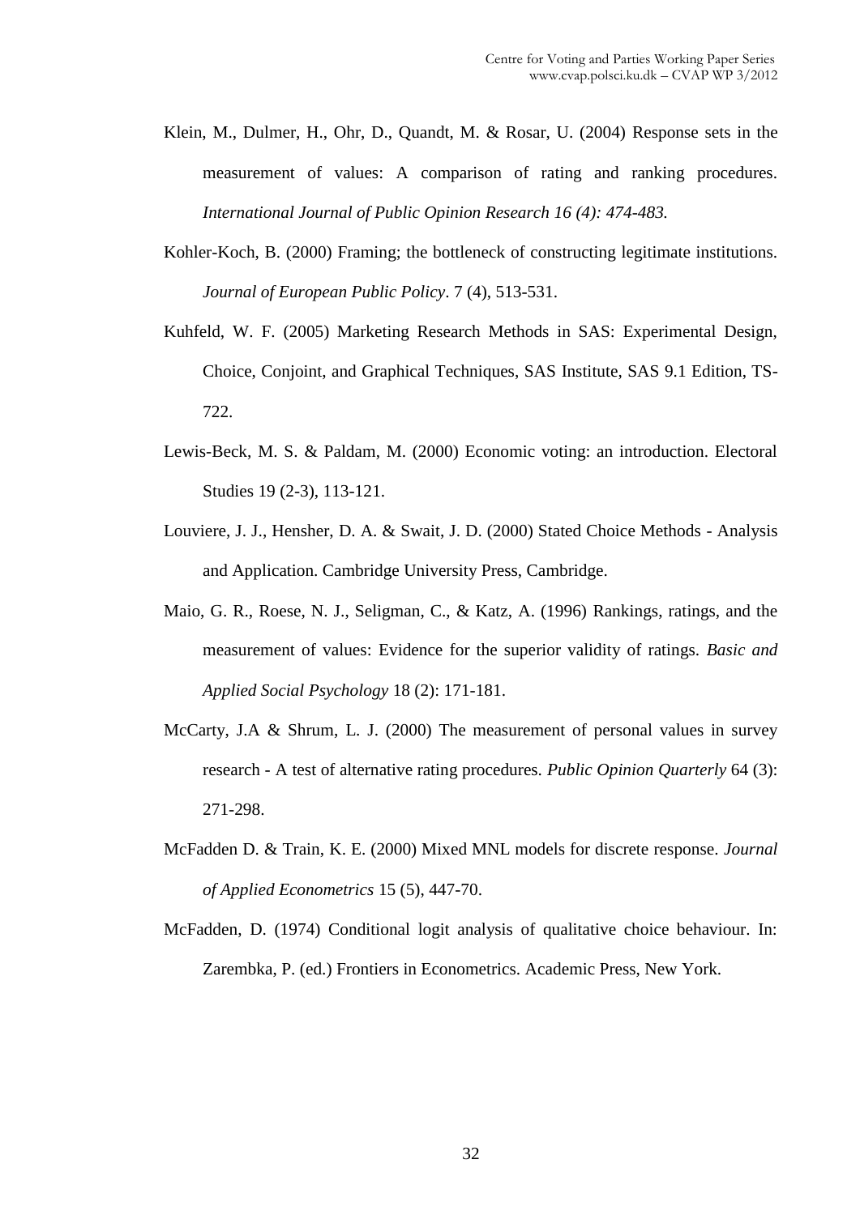Klein, M., Dulmer, H., Ohr, D., Quandt, M. & Rosar, U. (2004) Response sets in the measurement of values: A comparison of rating and ranking procedures. *International Journal of Public Opinion Research 16 (4): 474-483.*

Kohler-Koch, B. (2000) Framing; the bottleneck of constructing legitimate institutions. *Journal of European Public Policy*. 7 (4), 513-531.

Kuhfeld, W. F. (2005) Marketing Research Methods in SAS: Experimental Design, Choice, Conjoint, and Graphical Techniques, SAS Institute, SAS 9.1 Edition, TS-722.

Lewis-Beck, M. S. & Paldam, M. (2000) Economic voting: an introduction. Electoral Studies 19 (2-3), 113-121.

Louviere, J. J., Hensher, D. A. & Swait, J. D. (2000) Stated Choice Methods - Analysis and Application. Cambridge University Press, Cambridge.

Maio, G. R., Roese, N. J., Seligman, C., & Katz, A. (1996) Rankings, ratings, and the measurement of values: Evidence for the superior validity of ratings. *Basic and Applied Social Psychology* 18 (2): 171-181.

McCarty, J.A & Shrum, L. J. (2000) The measurement of personal values in survey research - A test of alternative rating procedures. *Public Opinion Quarterly* 64 (3): 271-298.

McFadden D. & Train, K. E. (2000) Mixed MNL models for discrete response. *Journal of Applied Econometrics* 15 (5), 447-70.

McFadden, D. (1974) Conditional logit analysis of qualitative choice behaviour. In: Zarembka, P. (ed.) Frontiers in Econometrics. Academic Press, New York.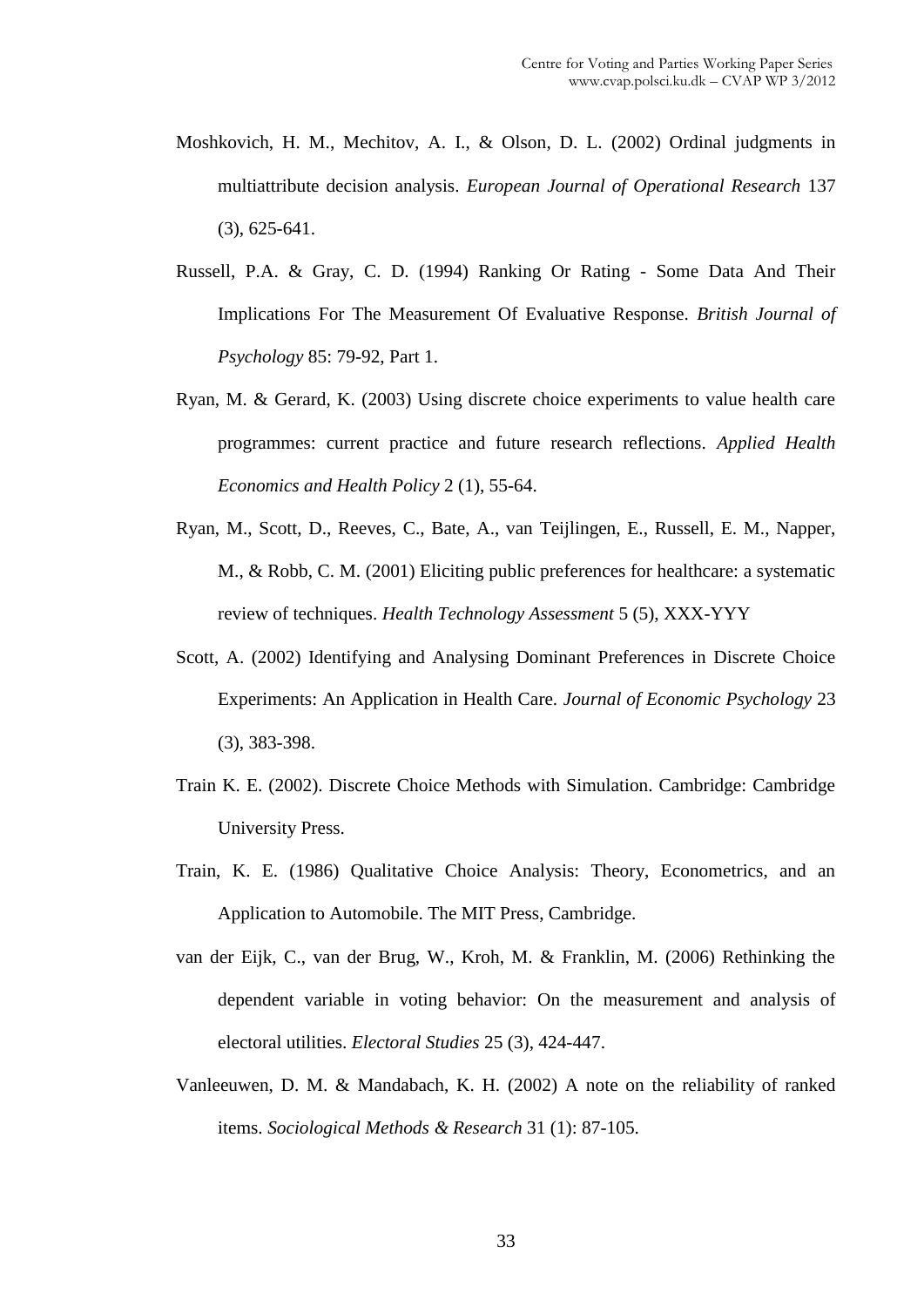Moshkovich, H. M., Mechitov, A. I., & Olson, D. L. (2002) Ordinal judgments in multiattribute decision analysis. *European Journal of Operational Research* 137 (3), 625-641.

Russell, P.A. & Gray, C. D. (1994) Ranking Or Rating - Some Data And Their Implications For The Measurement Of Evaluative Response. *British Journal of Psychology* 85: 79-92, Part 1.

Ryan, M. & Gerard, K. (2003) Using discrete choice experiments to value health care programmes: current practice and future research reflections. *Applied Health Economics and Health Policy* 2 (1), 55-64.

Ryan, M., Scott, D., Reeves, C., Bate, A., van Teijlingen, E., Russell, E. M., Napper, M., & Robb, C. M. (2001) Eliciting public preferences for healthcare: a systematic review of techniques. *Health Technology Assessment* 5 (5), XXX-YYY

Scott, A. (2002) Identifying and Analysing Dominant Preferences in Discrete Choice Experiments: An Application in Health Care. *Journal of Economic Psychology* 23 (3), 383-398.

Train K. E. (2002). Discrete Choice Methods with Simulation. Cambridge: Cambridge University Press.

Train, K. E. (1986) Qualitative Choice Analysis: Theory, Econometrics, and an Application to Automobile. The MIT Press, Cambridge.

van der Eijk, C., van der Brug, W., Kroh, M. & Franklin, M. (2006) Rethinking the dependent variable in voting behavior: On the measurement and analysis of electoral utilities. *Electoral Studies* 25 (3), 424-447.

Vanleeuwen, D. M. & Mandabach, K. H. (2002) A note on the reliability of ranked items. *Sociological Methods & Research* 31 (1): 87-105.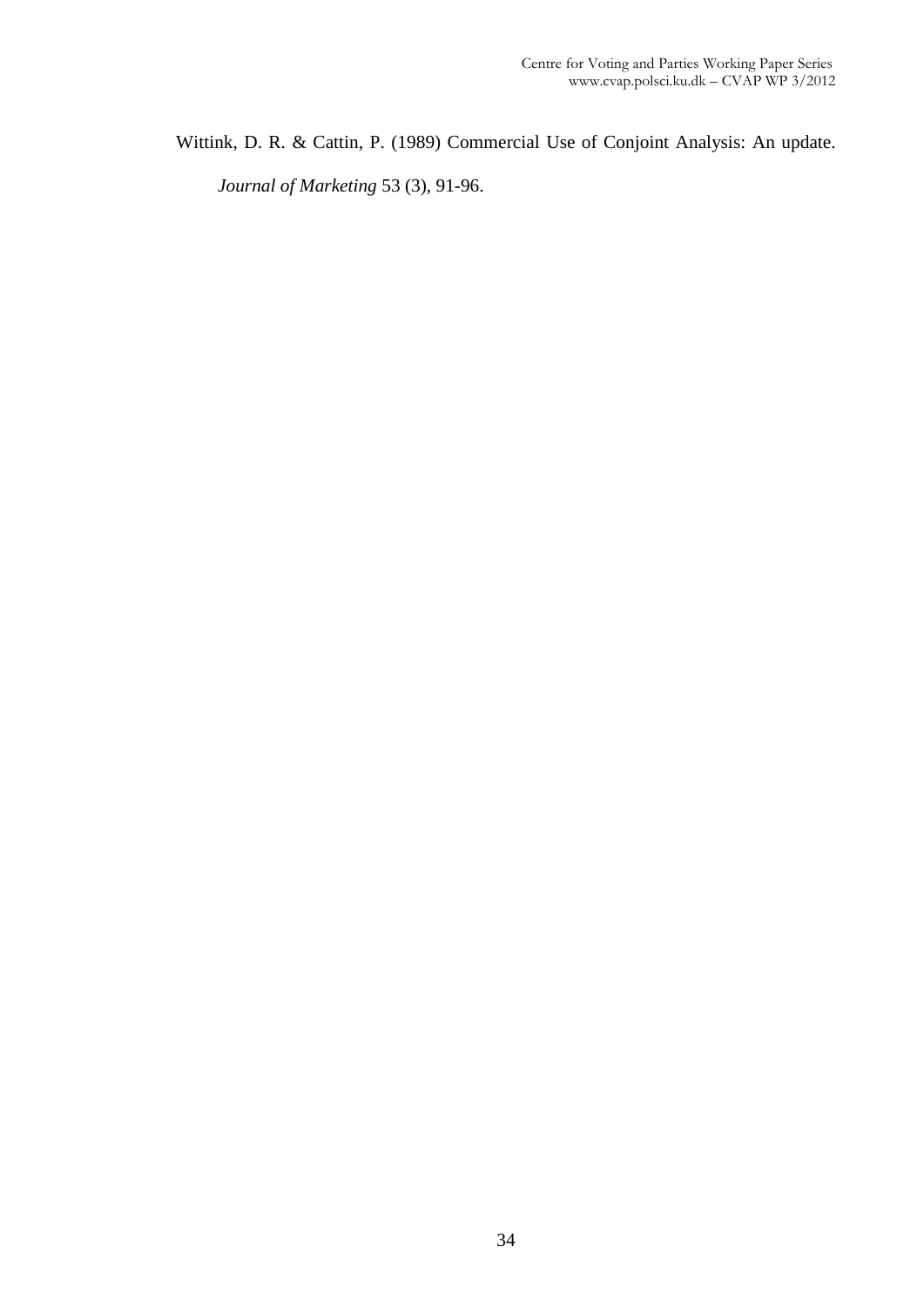Wittink, D. R. & Cattin, P. (1989) Commercial Use of Conjoint Analysis: An update. *Journal of Marketing* 53 (3), 91-96.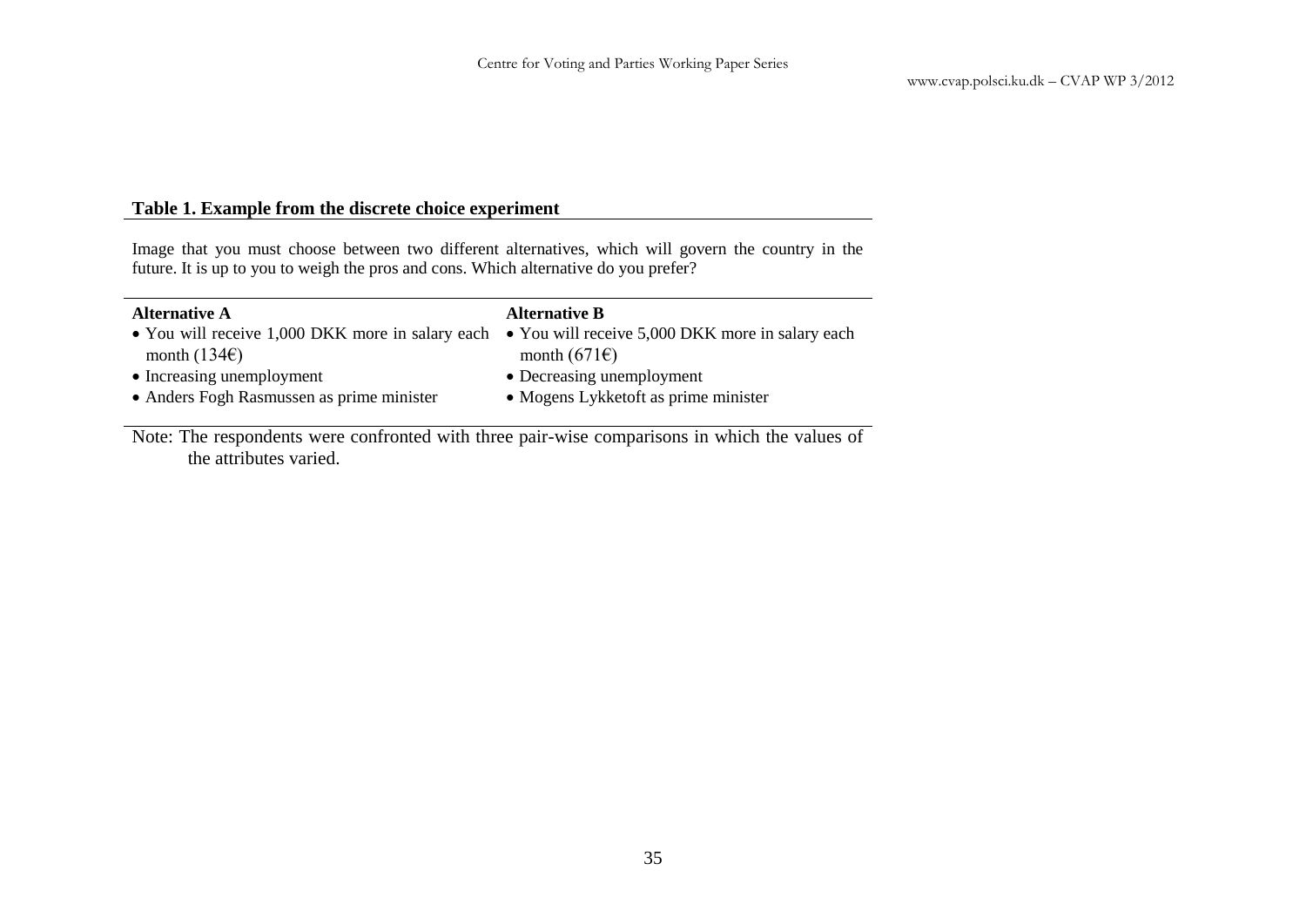**Table 1. Example from the discrete choice experiment**

Image that you must choose between two different alternatives, which will govern the country in the future. It is up to you to weigh the pros and cons. Which alternative do you prefer?

| Alternative A | Alternative B |
|---|---|
| • You will receive 1,000 DKK more in salary each month (134€) | • You will receive 5,000 DKK more in salary each month (671€) |
| • Increasing unemployment | • Decreasing unemployment |
| • Anders Fogh Rasmussen as prime minister | • Mogens Lykketoft as prime minister |

Note: The respondents were confronted with three pair-wise comparisons in which the values of the attributes varied.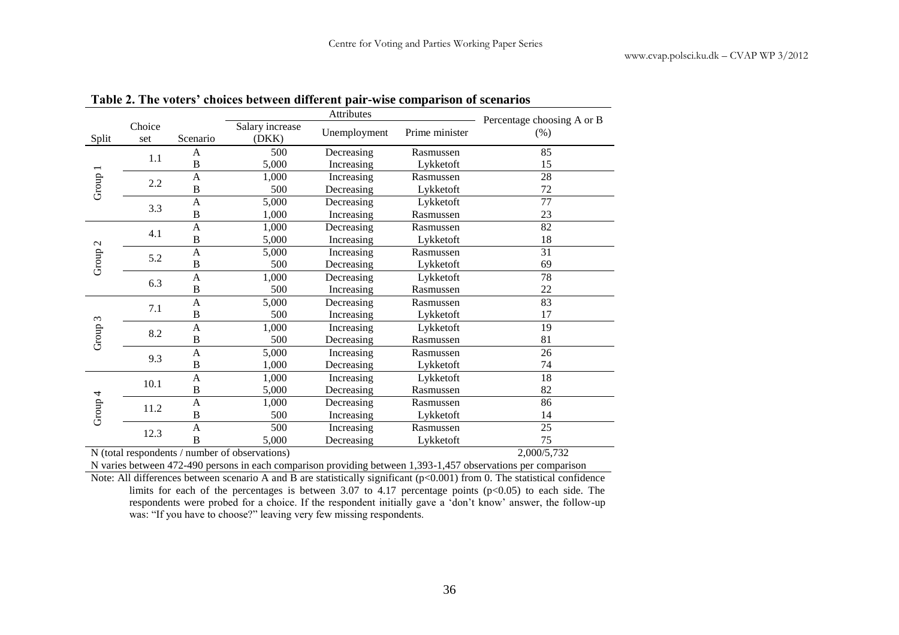**Table 2. The voters' choices between different pair-wise comparison of scenarios**

| Split | Choice set | Scenario | Salary increase (DKK) | Unemployment | Prime minister | Percentage choosing A or B (%) |
|---|---|---|---|---|---|---|
| Group 1 | 1.1 | A | 500 | Decreasing | Rasmussen | 85 |
| | | B | 5,000 | Increasing | Lykketoft | 15 |
| | 2.2 | A | 1,000 | Increasing | Rasmussen | 28 |
| | | B | 500 | Decreasing | Lykketoft | 72 |
| | 3.3 | A | 5,000 | Decreasing | Lykketoft | 77 |
| | | B | 1,000 | Increasing | Rasmussen | 23 |
| Group 2 | 4.1 | A | 1,000 | Decreasing | Rasmussen | 82 |
| | | B | 5,000 | Increasing | Lykketoft | 18 |
| | 5.2 | A | 5,000 | Increasing | Rasmussen | 31 |
| | | B | 500 | Decreasing | Lykketoft | 69 |
| | 6.3 | A | 1,000 | Decreasing | Lykketoft | 78 |
| | | B | 500 | Increasing | Rasmussen | 22 |
| Group 3 | 7.1 | A | 5,000 | Decreasing | Rasmussen | 83 |
| | | B | 500 | Increasing | Lykketoft | 17 |
| | 8.2 | A | 1,000 | Increasing | Lykketoft | 19 |
| | | B | 500 | Decreasing | Rasmussen | 81 |
| | 9.3 | A | 5,000 | Increasing | Rasmussen | 26 |
| | | B | 1,000 | Decreasing | Lykketoft | 74 |
| Group 4 | 10.1 | A | 1,000 | Increasing | Lykketoft | 18 |
| | | B | 5,000 | Decreasing | Rasmussen | 82 |
| | 11.2 | A | 1,000 | Decreasing | Rasmussen | 86 |
| | | B | 500 | Increasing | Lykketoft | 14 |
| | 12.3 | A | 500 | Increasing | Rasmussen | 25 |
| | | B | 5,000 | Decreasing | Lykketoft | 75 |
| N (total respondents / number of observations) | | | | | | 2,000/5,732 |

N varies between 472-490 persons in each comparison providing between 1,393-1,457 observations per comparison

Note: All differences between scenario A and B are statistically significant ($p<0.001$) from 0. The statistical confidence limits for each of the percentages is between 3.07 to 4.17 percentage points ($p<0.05$) to each side. The respondents were probed for a choice. If the respondent initially gave a 'don't know' answer, the follow-up was: "If you have to choose?" leaving very few missing respondents.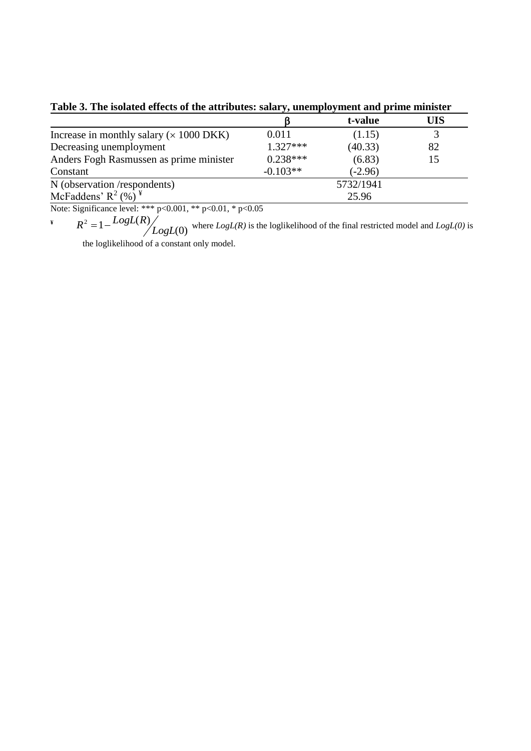**Table 3. The isolated effects of the attributes: salary, unemployment and prime minister**

| | β | t-value | UIS |
|---|---|---|---|
| Increase in monthly salary (× 1000 DKK) | 0.011 | (1.15) | 3 |
| Decreasing unemployment | 1.327*** | (40.33) | 82 |
| Anders Fogh Rasmussen as prime minister | 0.238*** | (6.83) | 15 |
| Constant | -0.103** | (-2.96) | |
| N (observation /respondents) | | 5732/1941 | |
| McFaddens' $R^2$ (%) ¥ | | 25.96 | |

Note: Significance level: *** p<0.001, ** p<0.01, * p<0.05

¥ $R^2 = 1 - LogL(R) / LogL(0)$ where *LogL(R)* is the loglikelihood of the final restricted model and *LogL(0)* is the loglikelihood of a constant only model.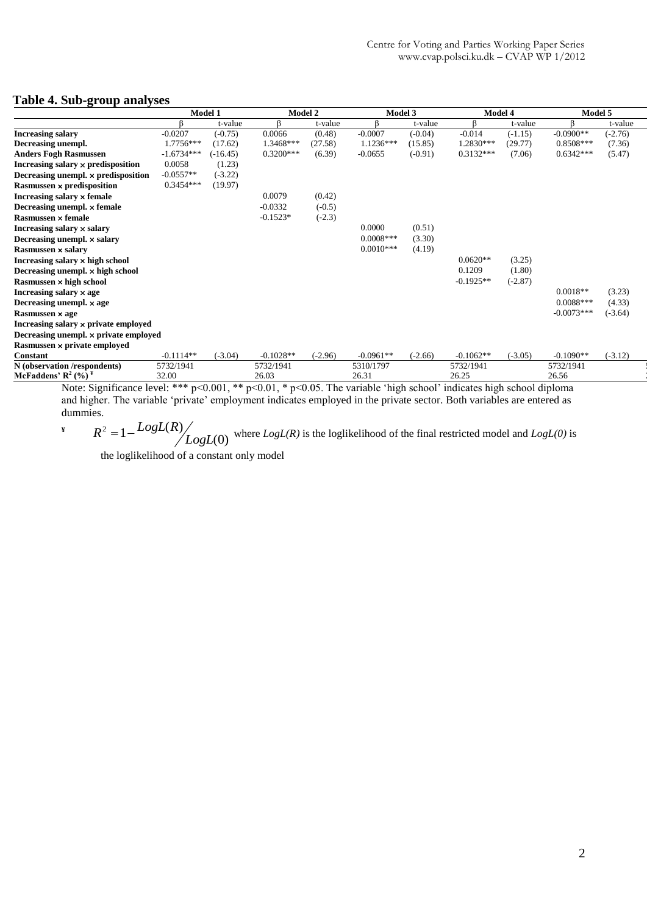## Table 4. Sub-group analyses

| | Model 1 | | Model 2 | | Model 3 | | Model 4 | | Model 5 | |
|---|---|---|---|---|---|---|---|---|---|---|
| | β | t-value | β | t-value | β | t-value | β | t-value | β | t-value |
| **Increasing salary** | -0.0207 | (-0.75) | 0.0066 | (0.48) | -0.0007 | (-0.04) | -0.014 | (-1.15) | -0.0900** | (-2.76) |
| **Decreasing unempl.** | 1.7756*** | (17.62) | 1.3468*** | (27.58) | 1.1236*** | (15.85) | 1.2830*** | (29.77) | 0.8508*** | (7.36) |
| **Anders Fogh Rasmussen** | -1.6734*** | (-16.45) | 0.3200*** | (6.39) | -0.0655 | (-0.91) | 0.3132*** | (7.06) | 0.6342*** | (5.47) |
| **Increasing salary × predisposition** | 0.0058 | (1.23) | | | | | | | | |
| **Decreasing unempl. × predisposition** | -0.0557** | (-3.22) | | | | | | | | |
| **Rasmussen × predisposition** | 0.3454*** | (19.97) | | | | | | | | |
| **Increasing salary × female** | | | 0.0079 | (0.42) | | | | | | |
| **Decreasing unempl. × female** | | | -0.0332 | (-0.5) | | | | | | |
| **Rasmussen × female** | | | -0.1523* | (-2.3) | | | | | | |
| **Increasing salary × salary** | | | | | 0.0000 | (0.51) | | | | |
| **Decreasing unempl. × salary** | | | | | 0.0008*** | (3.30) | | | | |
| **Rasmussen × salary** | | | | | 0.0010*** | (4.19) | | | | |
| **Increasing salary × high school** | | | | | | | 0.0620** | (3.25) | | |
| **Decreasing unempl. × high school** | | | | | | | 0.1209 | (1.80) | | |
| **Rasmussen × high school** | | | | | | | -0.1925** | (-2.87) | | |
| **Increasing salary × age** | | | | | | | | | 0.0018** | (3.23) |
| **Decreasing unempl. × age** | | | | | | | | | 0.0088*** | (4.33) |
| **Rasmussen × age** | | | | | | | | | -0.0073*** | (-3.64) |
| **Increasing salary × private employed** | | | | | | | | | | |
| **Decreasing unempl. × private employed** | | | | | | | | | | |
| **Rasmussen × private employed** | | | | | | | | | | |
| **Constant** | -0.1114** | (-3.04) | -0.1028** | (-2.96) | -0.0961** | (-2.66) | -0.1062** | (-3.05) | -0.1090** | (-3.12) |
| **N (observation /respondents)** | 5732/1941 | | 5732/1941 | | 5310/1797 | | 5732/1941 | | 5732/1941 | |
| **McFaddens' $R^2$ (%)** ¥ | 32.00 | | 26.03 | | 26.31 | | 26.25 | | 26.56 | |

Note: Significance level: *** p<0.001, ** p<0.01, * p<0.05. The variable 'high school' indicates high school diploma and higher. The variable 'private' employment indicates employed in the private sector. Both variables are entered as dummies.

¥ $R^2 = 1 - \frac{LogL(R)}{LogL(0)}$ where *LogL(R)* is the loglikelihood of the final restricted model and *LogL(0)* is the loglikelihood of a constant only model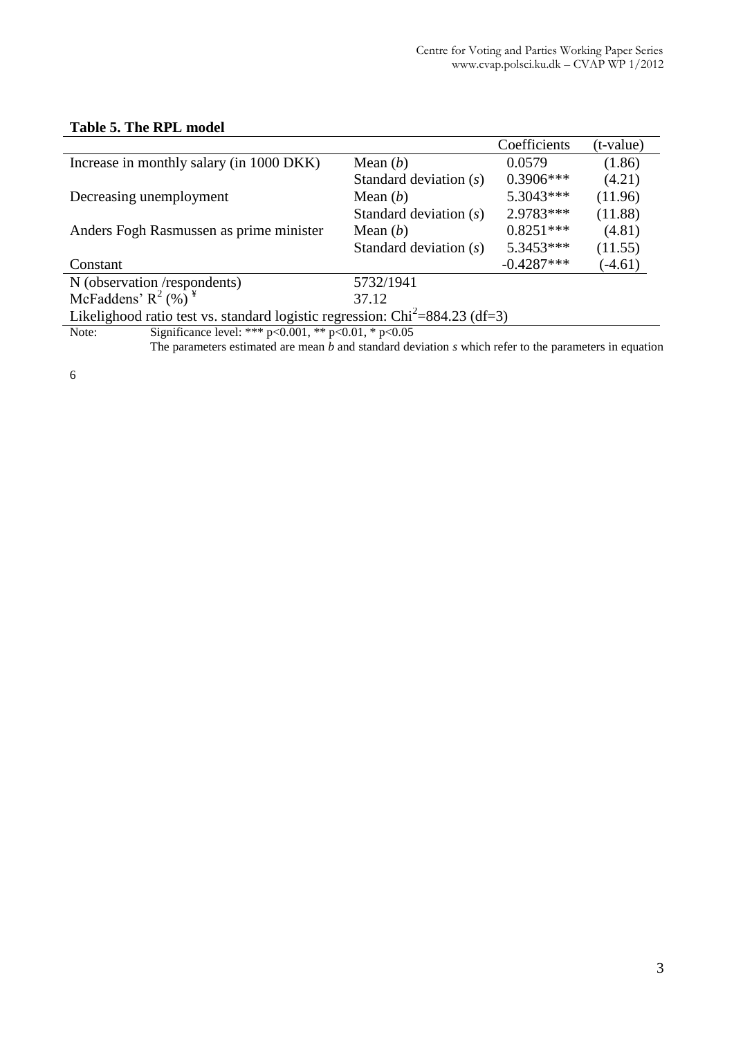**Table 5. The RPL model**

| | | Coefficients | (t-value) |
|---|---|---|---|
| Increase in monthly salary (in 1000 DKK) | Mean (*b*) | 0.0579 | (1.86) |
| | Standard deviation (*s*) | 0.3906*** | (4.21) |
| Decreasing unemployment | Mean (*b*) | 5.3043*** | (11.96) |
| | Standard deviation (*s*) | 2.9783*** | (11.88) |
| Anders Fogh Rasmussen as prime minister | Mean (*b*) | 0.8251*** | (4.81) |
| | Standard deviation (*s*) | 5.3453*** | (11.55) |
| Constant | | -0.4287*** | (-4.61) |
| N (observation /respondents) | 5732/1941 | | |
| McFaddens' $R^2$ (%) ¥ | 37.12 | | |
| Likelighood ratio test vs. standard logistic regression: $Chi^2$=884.23 (df=3) | | | |

Note: Significance level: *** p<0.001, ** p<0.01, * p<0.05

The parameters estimated are mean *b* and standard deviation *s* which refer to the parameters in equation 6